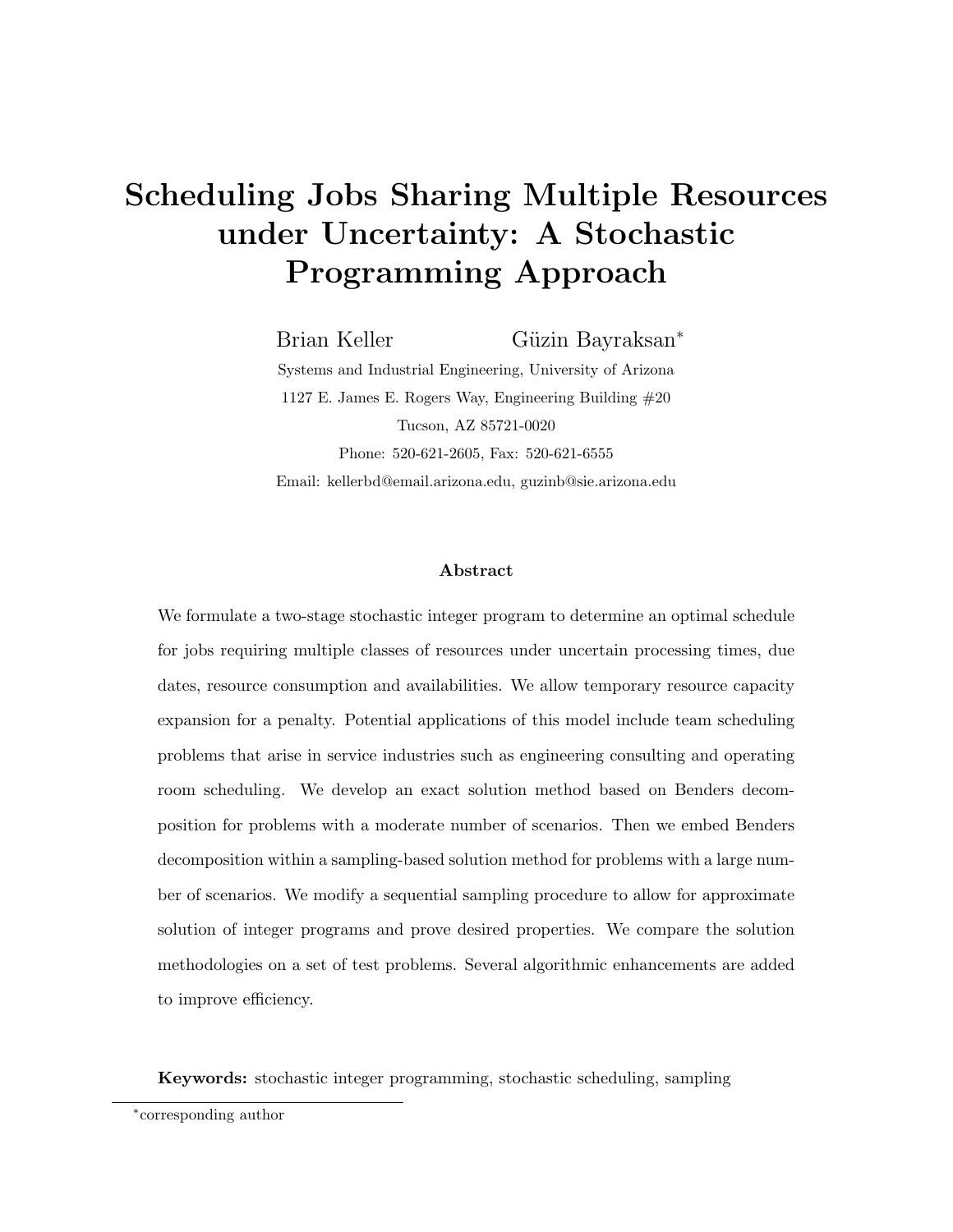# Scheduling Jobs Sharing Multiple Resources under Uncertainty: A Stochastic Programming Approach

Brian Keller  Güzin Bayraksan*

Systems and Industrial Engineering, University of Arizona

1127 E. James E. Rogers Way, Engineering Building #20

Tucson, AZ 85721-0020

Phone: 520-621-2605, Fax: 520-621-6555

Email: kellerbd@email.arizona.edu, guzinb@sie.arizona.edu

### Abstract

We formulate a two-stage stochastic integer program to determine an optimal schedule for jobs requiring multiple classes of resources under uncertain processing times, due dates, resource consumption and availabilities. We allow temporary resource capacity expansion for a penalty. Potential applications of this model include team scheduling problems that arise in service industries such as engineering consulting and operating room scheduling. We develop an exact solution method based on Benders decomposition for problems with a moderate number of scenarios. Then we embed Benders decomposition within a sampling-based solution method for problems with a large number of scenarios. We modify a sequential sampling procedure to allow for approximate solution of integer programs and prove desired properties. We compare the solution methodologies on a set of test problems. Several algorithmic enhancements are added to improve efficiency.

**Keywords:** stochastic integer programming, stochastic scheduling, sampling

*corresponding author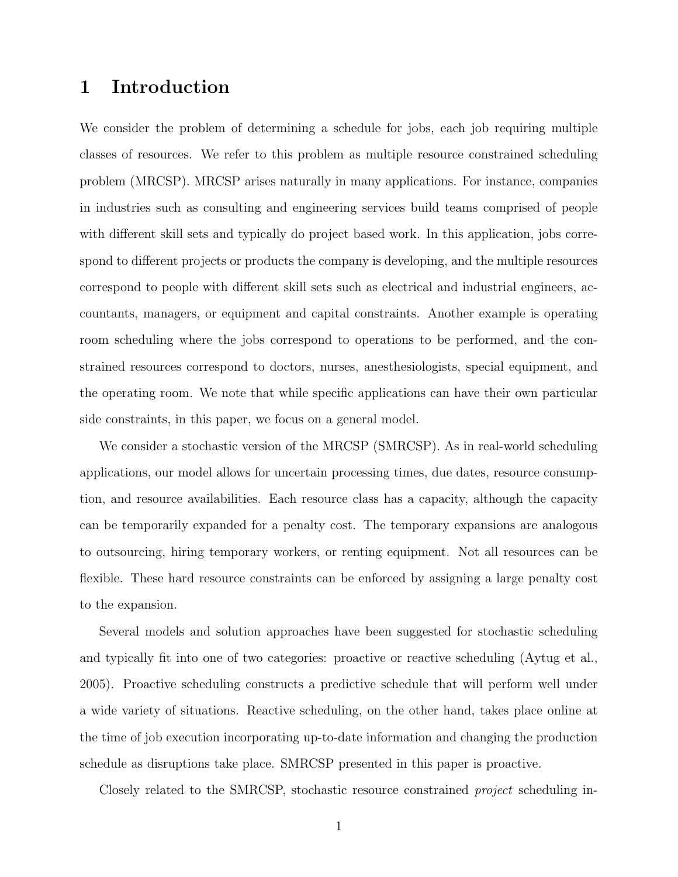# 1 Introduction

We consider the problem of determining a schedule for jobs, each job requiring multiple classes of resources. We refer to this problem as multiple resource constrained scheduling problem (MRCSP). MRCSP arises naturally in many applications. For instance, companies in industries such as consulting and engineering services build teams comprised of people with different skill sets and typically do project based work. In this application, jobs correspond to different projects or products the company is developing, and the multiple resources correspond to people with different skill sets such as electrical and industrial engineers, accountants, managers, or equipment and capital constraints. Another example is operating room scheduling where the jobs correspond to operations to be performed, and the constrained resources correspond to doctors, nurses, anesthesiologists, special equipment, and the operating room. We note that while specific applications can have their own particular side constraints, in this paper, we focus on a general model.

We consider a stochastic version of the MRCSP (SMRCSP). As in real-world scheduling applications, our model allows for uncertain processing times, due dates, resource consumption, and resource availabilities. Each resource class has a capacity, although the capacity can be temporarily expanded for a penalty cost. The temporary expansions are analogous to outsourcing, hiring temporary workers, or renting equipment. Not all resources can be flexible. These hard resource constraints can be enforced by assigning a large penalty cost to the expansion.

Several models and solution approaches have been suggested for stochastic scheduling and typically fit into one of two categories: proactive or reactive scheduling (Aytug et al., 2005). Proactive scheduling constructs a predictive schedule that will perform well under a wide variety of situations. Reactive scheduling, on the other hand, takes place online at the time of job execution incorporating up-to-date information and changing the production schedule as disruptions take place. SMRCSP presented in this paper is proactive.

Closely related to the SMRCSP, stochastic resource constrained *project* scheduling in-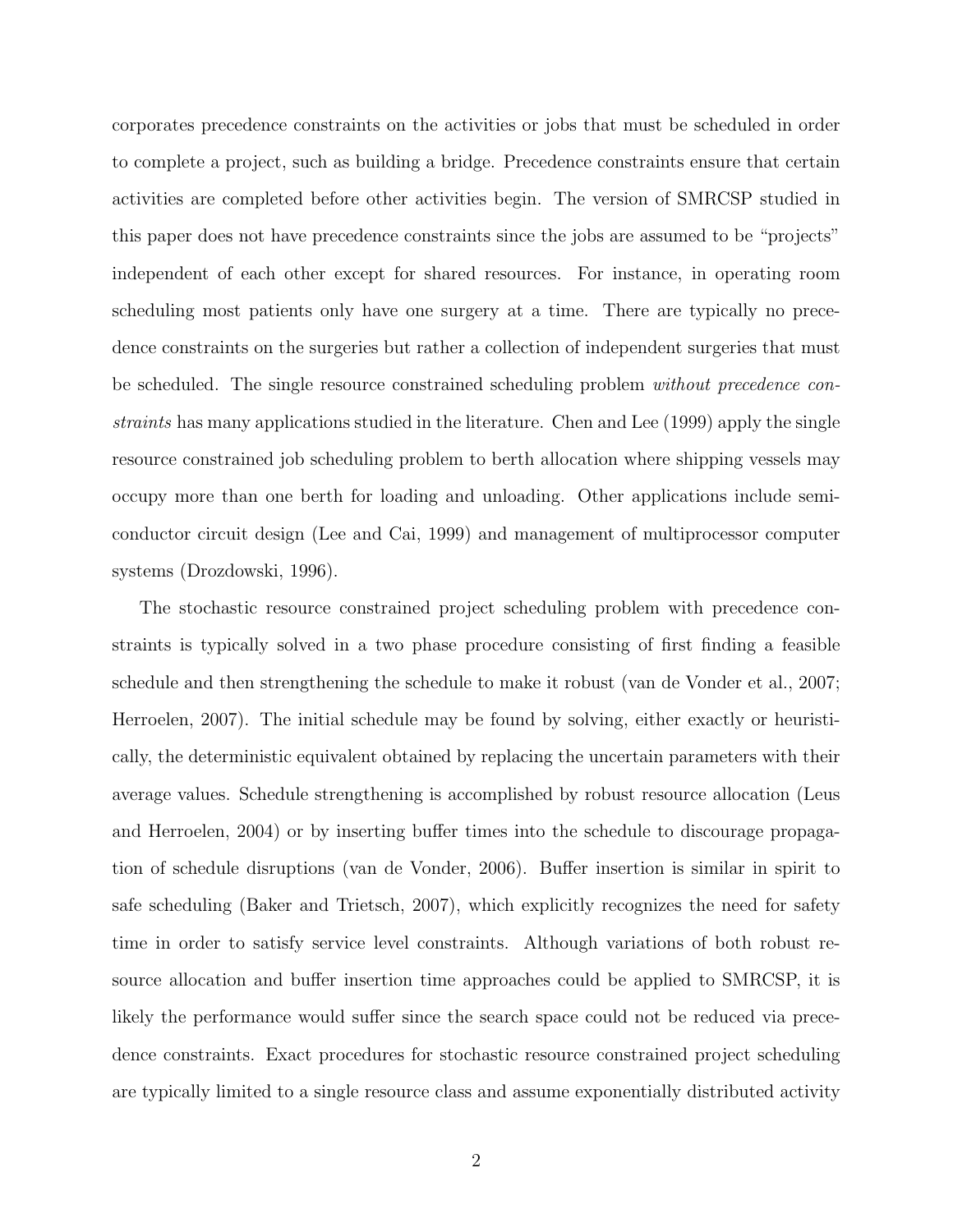corporates precedence constraints on the activities or jobs that must be scheduled in order to complete a project, such as building a bridge. Precedence constraints ensure that certain activities are completed before other activities begin. The version of SMRCSP studied in this paper does not have precedence constraints since the jobs are assumed to be "projects" independent of each other except for shared resources. For instance, in operating room scheduling most patients only have one surgery at a time. There are typically no precedence constraints on the surgeries but rather a collection of independent surgeries that must be scheduled. The single resource constrained scheduling problem *without precedence constraints* has many applications studied in the literature. Chen and Lee (1999) apply the single resource constrained job scheduling problem to berth allocation where shipping vessels may occupy more than one berth for loading and unloading. Other applications include semiconductor circuit design (Lee and Cai, 1999) and management of multiprocessor computer systems (Drozdowski, 1996).

The stochastic resource constrained project scheduling problem with precedence constraints is typically solved in a two phase procedure consisting of first finding a feasible schedule and then strengthening the schedule to make it robust (van de Vonder et al., 2007; Herroelen, 2007). The initial schedule may be found by solving, either exactly or heuristically, the deterministic equivalent obtained by replacing the uncertain parameters with their average values. Schedule strengthening is accomplished by robust resource allocation (Leus and Herroelen, 2004) or by inserting buffer times into the schedule to discourage propagation of schedule disruptions (van de Vonder, 2006). Buffer insertion is similar in spirit to safe scheduling (Baker and Trietsch, 2007), which explicitly recognizes the need for safety time in order to satisfy service level constraints. Although variations of both robust resource allocation and buffer insertion time approaches could be applied to SMRCSP, it is likely the performance would suffer since the search space could not be reduced via precedence constraints. Exact procedures for stochastic resource constrained project scheduling are typically limited to a single resource class and assume exponentially distributed activity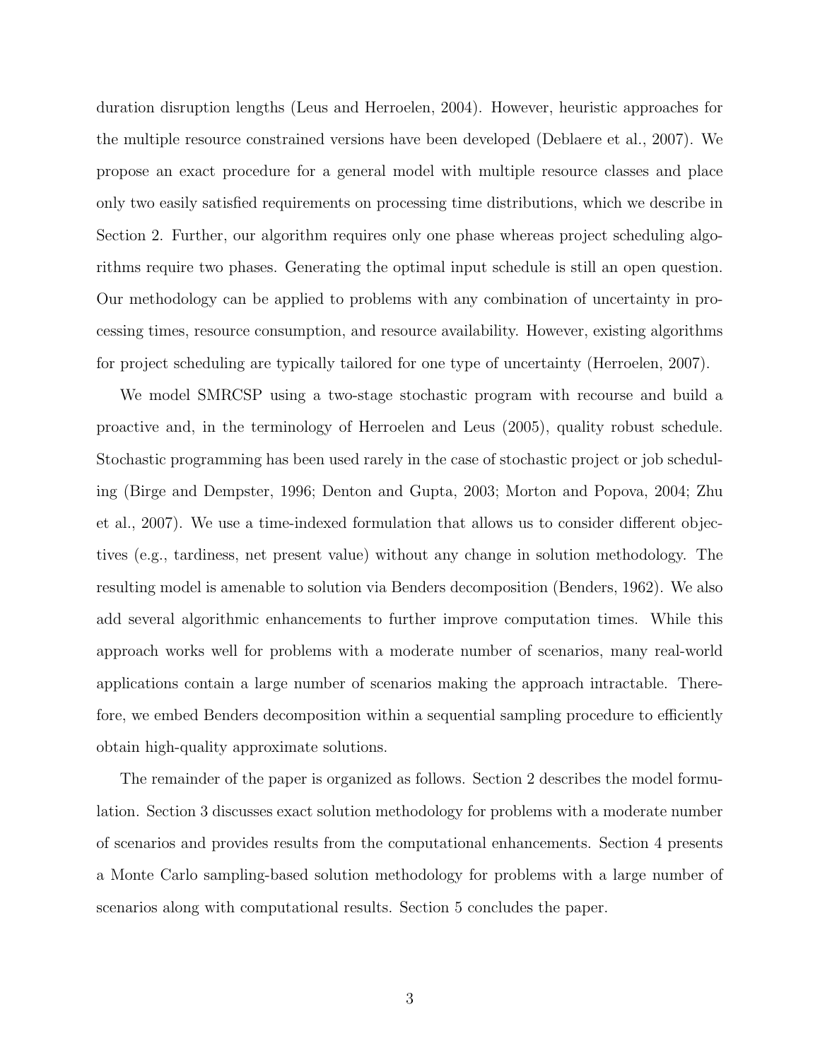duration disruption lengths (Leus and Herroelen, 2004). However, heuristic approaches for the multiple resource constrained versions have been developed (Deblaere et al., 2007). We propose an exact procedure for a general model with multiple resource classes and place only two easily satisfied requirements on processing time distributions, which we describe in Section 2. Further, our algorithm requires only one phase whereas project scheduling algorithms require two phases. Generating the optimal input schedule is still an open question. Our methodology can be applied to problems with any combination of uncertainty in processing times, resource consumption, and resource availability. However, existing algorithms for project scheduling are typically tailored for one type of uncertainty (Herroelen, 2007).

We model SMRCSP using a two-stage stochastic program with recourse and build a proactive and, in the terminology of Herroelen and Leus (2005), quality robust schedule. Stochastic programming has been used rarely in the case of stochastic project or job scheduling (Birge and Dempster, 1996; Denton and Gupta, 2003; Morton and Popova, 2004; Zhu et al., 2007). We use a time-indexed formulation that allows us to consider different objectives (e.g., tardiness, net present value) without any change in solution methodology. The resulting model is amenable to solution via Benders decomposition (Benders, 1962). We also add several algorithmic enhancements to further improve computation times. While this approach works well for problems with a moderate number of scenarios, many real-world applications contain a large number of scenarios making the approach intractable. Therefore, we embed Benders decomposition within a sequential sampling procedure to efficiently obtain high-quality approximate solutions.

The remainder of the paper is organized as follows. Section 2 describes the model formulation. Section 3 discusses exact solution methodology for problems with a moderate number of scenarios and provides results from the computational enhancements. Section 4 presents a Monte Carlo sampling-based solution methodology for problems with a large number of scenarios along with computational results. Section 5 concludes the paper.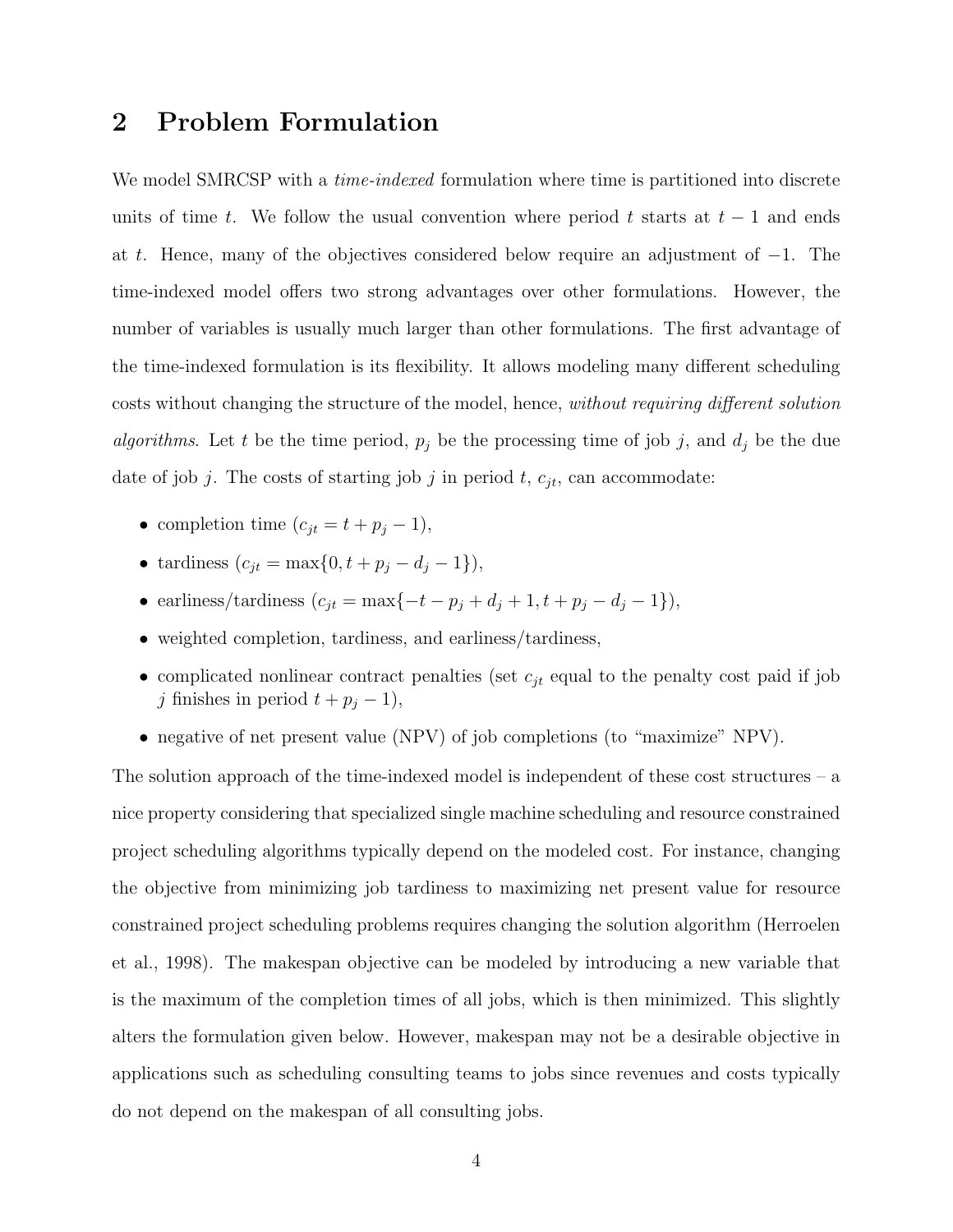## 2 Problem Formulation

We model SMRCSP with a *time-indexed* formulation where time is partitioned into discrete units of time $t$. We follow the usual convention where period $t$ starts at $t-1$ and ends at $t$. Hence, many of the objectives considered below require an adjustment of $-1$. The time-indexed model offers two strong advantages over other formulations. However, the number of variables is usually much larger than other formulations. The first advantage of the time-indexed formulation is its flexibility. It allows modeling many different scheduling costs without changing the structure of the model, hence, *without requiring different solution algorithms*. Let $t$ be the time period, $p_j$ be the processing time of job $j$, and $d_j$ be the due date of job $j$. The costs of starting job $j$ in period $t$, $c_{jt}$, can accommodate:

- completion time ($c_{jt} = t + p_j - 1$),
- tardiness ($c_{jt} = \max\{0, t + p_j - d_j - 1\}$),
- earliness/tardiness ($c_{jt} = \max\{-t - p_j + d_j + 1, t + p_j - d_j - 1\}$),
- weighted completion, tardiness, and earliness/tardiness,
- complicated nonlinear contract penalties (set $c_{jt}$ equal to the penalty cost paid if job $j$ finishes in period $t + p_j - 1$),
- negative of net present value (NPV) of job completions (to "maximize" NPV).

The solution approach of the time-indexed model is independent of these cost structures – a nice property considering that specialized single machine scheduling and resource constrained project scheduling algorithms typically depend on the modeled cost. For instance, changing the objective from minimizing job tardiness to maximizing net present value for resource constrained project scheduling problems requires changing the solution algorithm (Herroelen et al., 1998). The makespan objective can be modeled by introducing a new variable that is the maximum of the completion times of all jobs, which is then minimized. This slightly alters the formulation given below. However, makespan may not be a desirable objective in applications such as scheduling consulting teams to jobs since revenues and costs typically do not depend on the makespan of all consulting jobs.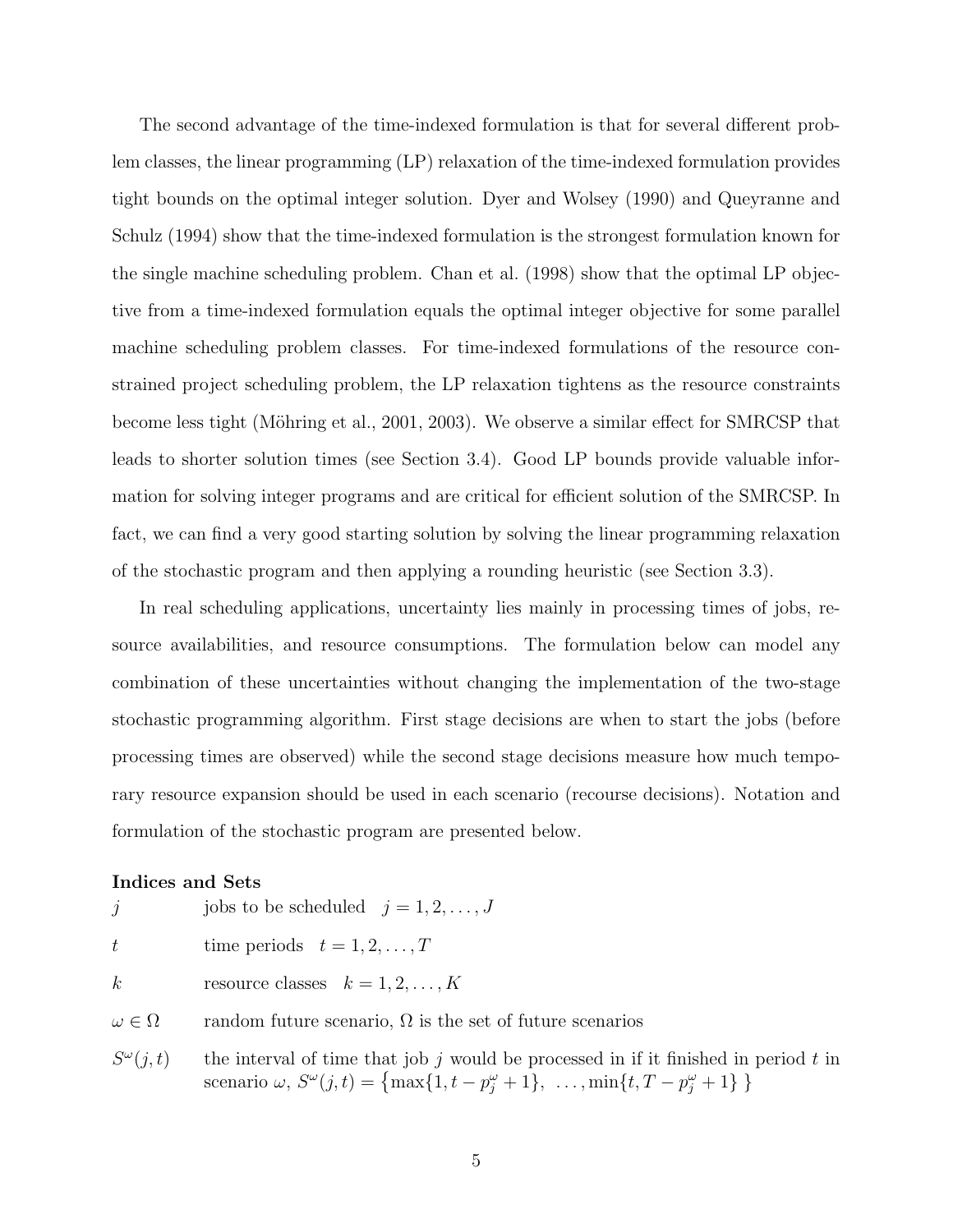The second advantage of the time-indexed formulation is that for several different problem classes, the linear programming (LP) relaxation of the time-indexed formulation provides tight bounds on the optimal integer solution. Dyer and Wolsey (1990) and Queyranne and Schulz (1994) show that the time-indexed formulation is the strongest formulation known for the single machine scheduling problem. Chan et al. (1998) show that the optimal LP objective from a time-indexed formulation equals the optimal integer objective for some parallel machine scheduling problem classes. For time-indexed formulations of the resource constrained project scheduling problem, the LP relaxation tightens as the resource constraints become less tight (Möhring et al., 2001, 2003). We observe a similar effect for SMRCSP that leads to shorter solution times (see Section 3.4). Good LP bounds provide valuable information for solving integer programs and are critical for efficient solution of the SMRCSP. In fact, we can find a very good starting solution by solving the linear programming relaxation of the stochastic program and then applying a rounding heuristic (see Section 3.3).

In real scheduling applications, uncertainty lies mainly in processing times of jobs, resource availabilities, and resource consumptions. The formulation below can model any combination of these uncertainties without changing the implementation of the two-stage stochastic programming algorithm. First stage decisions are when to start the jobs (before processing times are observed) while the second stage decisions measure how much temporary resource expansion should be used in each scenario (recourse decisions). Notation and formulation of the stochastic program are presented below.

**Indices and Sets**

| | |
|---|---|
| $j$ | jobs to be scheduled $\quad j = 1, 2, \ldots, J$ |
| $t$ | time periods $\quad t = 1, 2, \ldots, T$ |
| $k$ | resource classes $\quad k = 1, 2, \ldots, K$ |
| $\omega \in \Omega$ | random future scenario, $\Omega$ is the set of future scenarios |
| $S^{\omega}(j,t)$ | the interval of time that job $j$ would be processed in if it finished in period $t$ in scenario $\omega$, $S^{\omega}(j,t) = \{\max\{1, t - p_j^{\omega} + 1\}, \ \ldots, \min\{t, T - p_j^{\omega} + 1\} \}$ |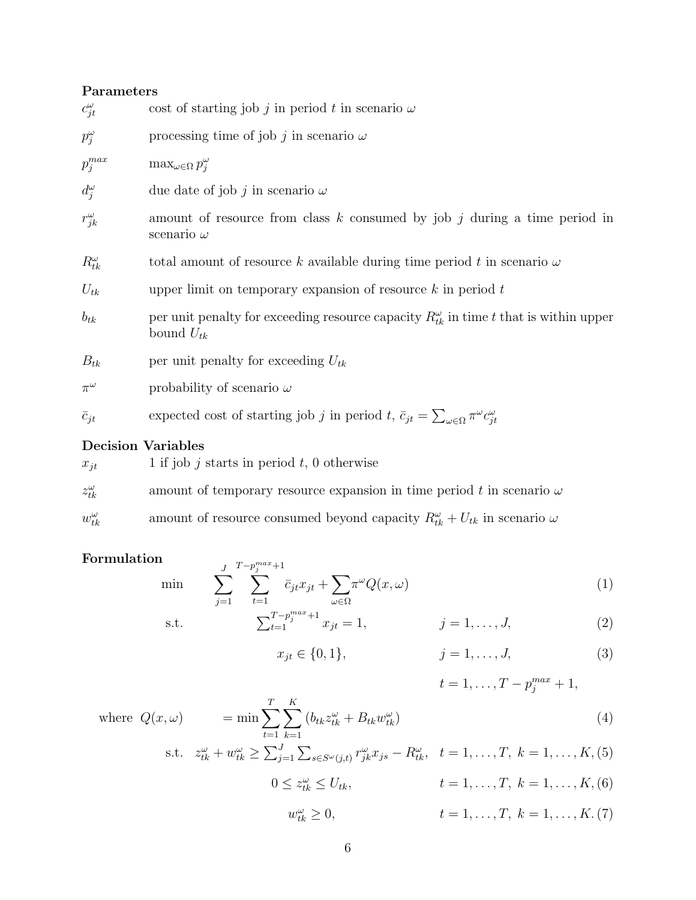**Parameters**

| | |
|---|---|
| $c_{jt}^{\omega}$ | cost of starting job $j$ in period $t$ in scenario $\omega$ |
| $p_j^{\omega}$ | processing time of job $j$ in scenario $\omega$ |
| $p_j^{max}$ | $\max_{\omega \in \Omega} p_j^{\omega}$ |
| $d_j^{\omega}$ | due date of job $j$ in scenario $\omega$ |
| $r_{jk}^{\omega}$ | amount of resource from class $k$ consumed by job $j$ during a time period in scenario $\omega$ |
| $R_{tk}^{\omega}$ | total amount of resource $k$ available during time period $t$ in scenario $\omega$ |
| $U_{tk}$ | upper limit on temporary expansion of resource $k$ in period $t$ |
| $b_{tk}$ | per unit penalty for exceeding resource capacity $R_{tk}^{\omega}$ in time $t$ that is within upper bound $U_{tk}$ |
| $B_{tk}$ | per unit penalty for exceeding $U_{tk}$ |
| $\pi^{\omega}$ | probability of scenario $\omega$ |
| $\bar{c}_{jt}$ | expected cost of starting job $j$ in period $t$, $\bar{c}_{jt} = \sum_{\omega \in \Omega} \pi^{\omega} c_{jt}^{\omega}$ |

**Decision Variables**

| | |
|---|---|
| $x_{jt}$ | 1 if job $j$ starts in period $t$, 0 otherwise |
| $z_{tk}^{\omega}$ | amount of temporary resource expansion in time period $t$ in scenario $\omega$ |
| $w_{tk}^{\omega}$ | amount of resource consumed beyond capacity $R_{tk}^{\omega} + U_{tk}$ in scenario $\omega$ |

**Formulation**

$$\min \quad \sum_{j=1}^{J} \sum_{t=1}^{T-p_j^{max}+1} \bar{c}_{jt} x_{jt} + \sum_{\omega \in \Omega} \pi^{\omega} Q(x, \omega) \tag{1}$$

$$\text{s.t.} \quad \sum_{t=1}^{T-p_j^{max}+1} x_{jt} = 1, \qquad j = 1, \ldots, J, \tag{2}$$

$$x_{jt} \in \{0, 1\}, \qquad j = 1, \ldots, J, \quad t = 1, \ldots, T - p_j^{max} + 1, \tag{3}$$

$$\text{where } Q(x, \omega) = \min \sum_{t=1}^{T} \sum_{k=1}^{K} \left( b_{tk} z_{tk}^{\omega} + B_{tk} w_{tk}^{\omega} \right) \tag{4}$$

$$\text{s.t.} \quad z_{tk}^{\omega} + w_{tk}^{\omega} \geq \sum_{j=1}^{J} \sum_{s \in S^{\omega}(j,t)} r_{jk}^{\omega} x_{js} - R_{tk}^{\omega}, \quad t = 1, \ldots, T, \ k = 1, \ldots, K, \tag{5}$$

$$0 \leq z_{tk}^{\omega} \leq U_{tk}, \qquad t = 1, \ldots, T, \ k = 1, \ldots, K, \tag{6}$$

$$w_{tk}^{\omega} \geq 0, \qquad t = 1, \ldots, T, \ k = 1, \ldots, K. \tag{7}$$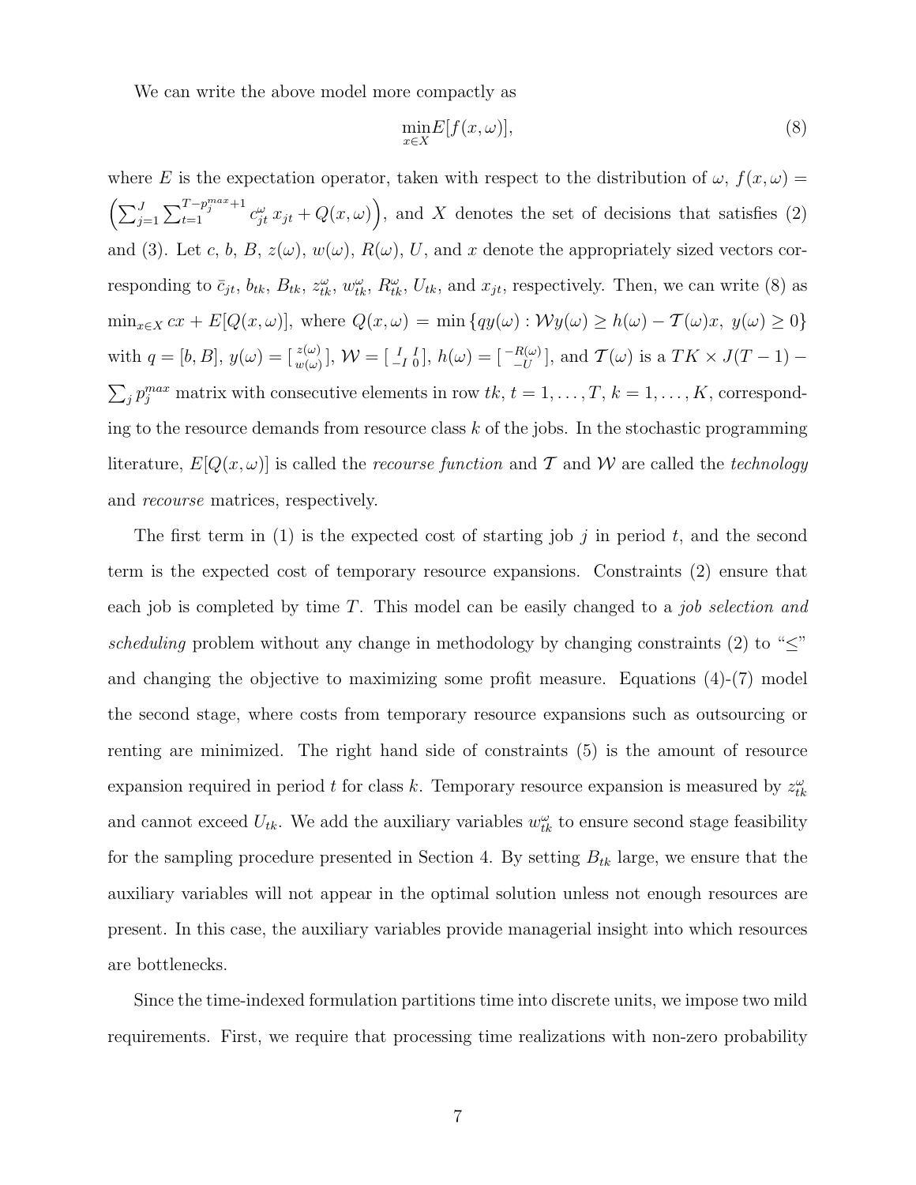We can write the above model more compactly as

$$\min_{x \in X} E[f(x, \omega)], \tag{8}$$

where $E$ is the expectation operator, taken with respect to the distribution of $\omega$, $f(x, \omega) = \left(\sum_{j=1}^{J} \sum_{t=1}^{T-p_j^{max}+1} c_{jt}^{\omega}\, x_{jt} + Q(x, \omega)\right)$, and $X$ denotes the set of decisions that satisfies (2) and (3). Let $c$, $b$, $B$, $z(\omega)$, $w(\omega)$, $R(\omega)$, $U$, and $x$ denote the appropriately sized vectors corresponding to $\bar{c}_{jt}$, $b_{tk}$, $B_{tk}$, $z_{tk}^{\omega}$, $w_{tk}^{\omega}$, $R_{tk}^{\omega}$, $U_{tk}$, and $x_{jt}$, respectively. Then, we can write (8) as $\min_{x \in X} cx + E[Q(x, \omega)]$, where $Q(x, \omega) = \min\{qy(\omega) : \mathcal{W}y(\omega) \geq h(\omega) - \mathcal{T}(\omega)x,\ y(\omega) \geq 0\}$ with $q = [b, B]$, $y(\omega) = \left[\begin{smallmatrix} z(\omega) \\ w(\omega) \end{smallmatrix}\right]$, $\mathcal{W} = \left[\begin{smallmatrix} I & I \\ -I & 0 \end{smallmatrix}\right]$, $h(\omega) = \left[\begin{smallmatrix} -R(\omega) \\ -U \end{smallmatrix}\right]$, and $\mathcal{T}(\omega)$ is a $TK \times J(T-1) - \sum_j p_j^{max}$ matrix with consecutive elements in row $tk$, $t = 1, \ldots, T$, $k = 1, \ldots, K$, corresponding to the resource demands from resource class $k$ of the jobs. In the stochastic programming literature, $E[Q(x, \omega)]$ is called the *recourse function* and $\mathcal{T}$ and $\mathcal{W}$ are called the *technology* and *recourse* matrices, respectively.

The first term in (1) is the expected cost of starting job $j$ in period $t$, and the second term is the expected cost of temporary resource expansions. Constraints (2) ensure that each job is completed by time $T$. This model can be easily changed to a *job selection and scheduling* problem without any change in methodology by changing constraints (2) to "$\leq$" and changing the objective to maximizing some profit measure. Equations (4)-(7) model the second stage, where costs from temporary resource expansions such as outsourcing or renting are minimized. The right hand side of constraints (5) is the amount of resource expansion required in period $t$ for class $k$. Temporary resource expansion is measured by $z_{tk}^{\omega}$ and cannot exceed $U_{tk}$. We add the auxiliary variables $w_{tk}^{\omega}$ to ensure second stage feasibility for the sampling procedure presented in Section 4. By setting $B_{tk}$ large, we ensure that the auxiliary variables will not appear in the optimal solution unless not enough resources are present. In this case, the auxiliary variables provide managerial insight into which resources are bottlenecks.

Since the time-indexed formulation partitions time into discrete units, we impose two mild requirements. First, we require that processing time realizations with non-zero probability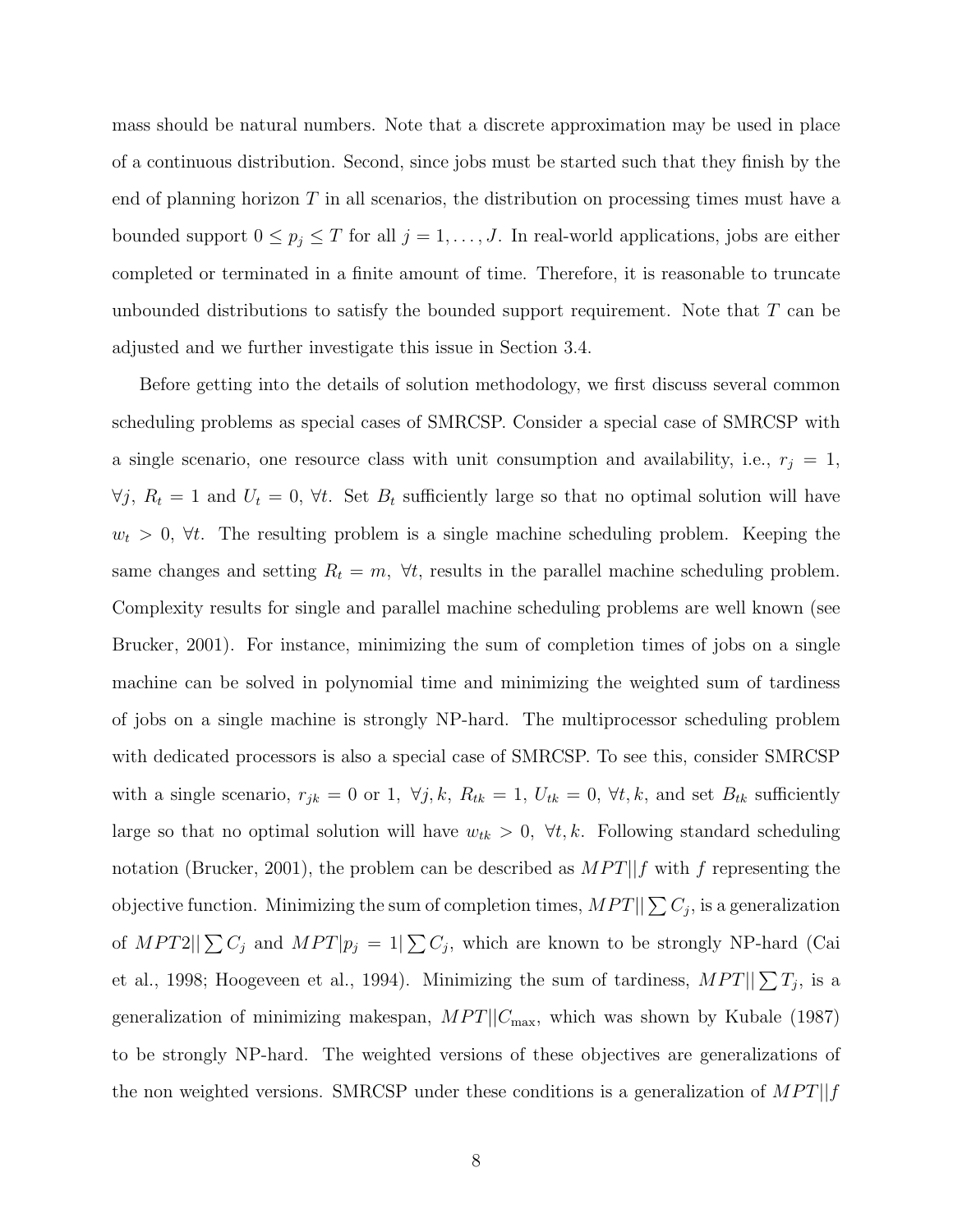mass should be natural numbers. Note that a discrete approximation may be used in place of a continuous distribution. Second, since jobs must be started such that they finish by the end of planning horizon $T$ in all scenarios, the distribution on processing times must have a bounded support $0 \leq p_j \leq T$ for all $j = 1, \ldots, J$. In real-world applications, jobs are either completed or terminated in a finite amount of time. Therefore, it is reasonable to truncate unbounded distributions to satisfy the bounded support requirement. Note that $T$ can be adjusted and we further investigate this issue in Section 3.4.

Before getting into the details of solution methodology, we first discuss several common scheduling problems as special cases of SMRCSP. Consider a special case of SMRCSP with a single scenario, one resource class with unit consumption and availability, i.e., $r_j = 1$, $\forall j$, $R_t = 1$ and $U_t = 0$, $\forall t$. Set $B_t$ sufficiently large so that no optimal solution will have $w_t > 0$, $\forall t$. The resulting problem is a single machine scheduling problem. Keeping the same changes and setting $R_t = m$, $\forall t$, results in the parallel machine scheduling problem. Complexity results for single and parallel machine scheduling problems are well known (see Brucker, 2001). For instance, minimizing the sum of completion times of jobs on a single machine can be solved in polynomial time and minimizing the weighted sum of tardiness of jobs on a single machine is strongly NP-hard. The multiprocessor scheduling problem with dedicated processors is also a special case of SMRCSP. To see this, consider SMRCSP with a single scenario, $r_{jk} = 0$ or $1$, $\forall j, k$, $R_{tk} = 1$, $U_{tk} = 0$, $\forall t, k$, and set $B_{tk}$ sufficiently large so that no optimal solution will have $w_{tk} > 0$, $\forall t, k$. Following standard scheduling notation (Brucker, 2001), the problem can be described as $MPT||f$ with $f$ representing the objective function. Minimizing the sum of completion times, $MPT||\sum C_j$, is a generalization of $MPT2||\sum C_j$ and $MPT|p_j = 1|\sum C_j$, which are known to be strongly NP-hard (Cai et al., 1998; Hoogeveen et al., 1994). Minimizing the sum of tardiness, $MPT||\sum T_j$, is a generalization of minimizing makespan, $MPT||C_{\max}$, which was shown by Kubale (1987) to be strongly NP-hard. The weighted versions of these objectives are generalizations of the non weighted versions. SMRCSP under these conditions is a generalization of $MPT||f$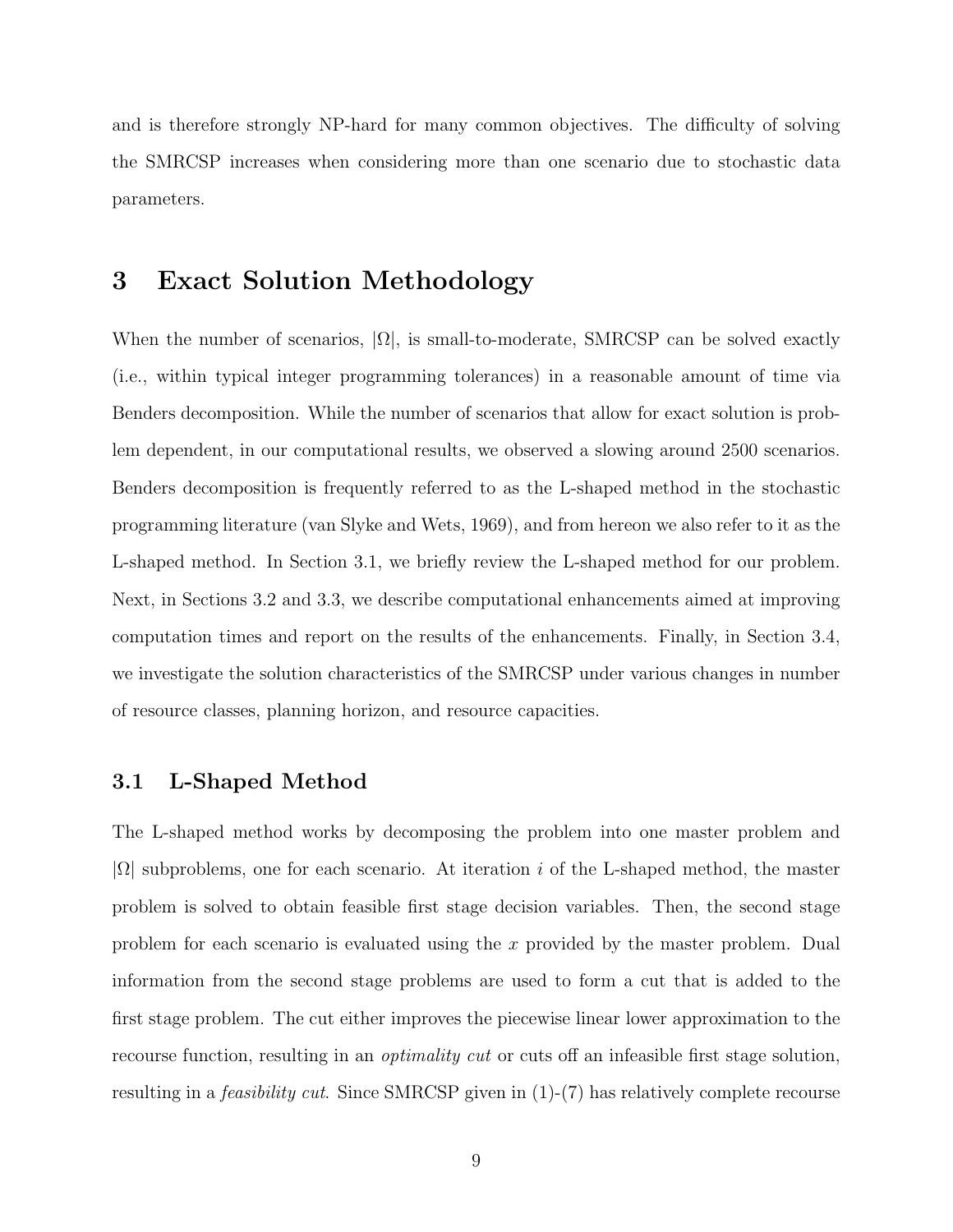and is therefore strongly NP-hard for many common objectives. The difficulty of solving the SMRCSP increases when considering more than one scenario due to stochastic data parameters.

# 3 Exact Solution Methodology

When the number of scenarios, $|\Omega|$, is small-to-moderate, SMRCSP can be solved exactly (i.e., within typical integer programming tolerances) in a reasonable amount of time via Benders decomposition. While the number of scenarios that allow for exact solution is problem dependent, in our computational results, we observed a slowing around 2500 scenarios. Benders decomposition is frequently referred to as the L-shaped method in the stochastic programming literature (van Slyke and Wets, 1969), and from hereon we also refer to it as the L-shaped method. In Section 3.1, we briefly review the L-shaped method for our problem. Next, in Sections 3.2 and 3.3, we describe computational enhancements aimed at improving computation times and report on the results of the enhancements. Finally, in Section 3.4, we investigate the solution characteristics of the SMRCSP under various changes in number of resource classes, planning horizon, and resource capacities.

## 3.1 L-Shaped Method

The L-shaped method works by decomposing the problem into one master problem and $|\Omega|$ subproblems, one for each scenario. At iteration $i$ of the L-shaped method, the master problem is solved to obtain feasible first stage decision variables. Then, the second stage problem for each scenario is evaluated using the $x$ provided by the master problem. Dual information from the second stage problems are used to form a cut that is added to the first stage problem. The cut either improves the piecewise linear lower approximation to the recourse function, resulting in an *optimality cut* or cuts off an infeasible first stage solution, resulting in a *feasibility cut*. Since SMRCSP given in (1)-(7) has relatively complete recourse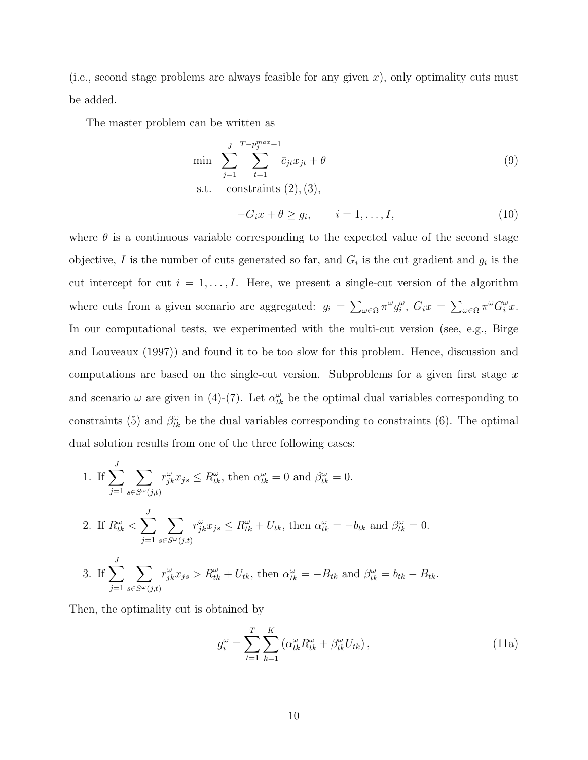(i.e., second stage problems are always feasible for any given $x$), only optimality cuts must be added.

The master problem can be written as

$$\min \sum_{j=1}^{J} \sum_{t=1}^{T-p_j^{max}+1} \bar{c}_{jt} x_{jt} + \theta \tag{9}$$

s.t. constraints (2), (3),

$$-G_i x + \theta \geq g_i, \qquad i = 1, \ldots, I, \tag{10}$$

where $\theta$ is a continuous variable corresponding to the expected value of the second stage objective, $I$ is the number of cuts generated so far, and $G_i$ is the cut gradient and $g_i$ is the cut intercept for cut $i = 1, \ldots, I$. Here, we present a single-cut version of the algorithm where cuts from a given scenario are aggregated: $g_i = \sum_{\omega \in \Omega} \pi^\omega g_i^\omega$, $G_i x = \sum_{\omega \in \Omega} \pi^\omega G_i^\omega x$. In our computational tests, we experimented with the multi-cut version (see, e.g., Birge and Louveaux (1997)) and found it to be too slow for this problem. Hence, discussion and computations are based on the single-cut version. Subproblems for a given first stage $x$ and scenario $\omega$ are given in (4)-(7). Let $\alpha_{tk}^\omega$ be the optimal dual variables corresponding to constraints (5) and $\beta_{tk}^\omega$ be the dual variables corresponding to constraints (6). The optimal dual solution results from one of the three following cases:

1. If $\sum_{j=1}^{J} \sum_{s \in S^\omega(j,t)} r_{jk}^\omega x_{js} \leq R_{tk}^\omega$, then $\alpha_{tk}^\omega = 0$ and $\beta_{tk}^\omega = 0$.

2. If $R_{tk}^\omega < \sum_{j=1}^{J} \sum_{s \in S^\omega(j,t)} r_{jk}^\omega x_{js} \leq R_{tk}^\omega + U_{tk}$, then $\alpha_{tk}^\omega = -b_{tk}$ and $\beta_{tk}^\omega = 0$.

3. If $\sum_{j=1}^{J} \sum_{s \in S^\omega(j,t)} r_{jk}^\omega x_{js} > R_{tk}^\omega + U_{tk}$, then $\alpha_{tk}^\omega = -B_{tk}$ and $\beta_{tk}^\omega = b_{tk} - B_{tk}$.

Then, the optimality cut is obtained by

$$g_i^\omega = \sum_{t=1}^{T} \sum_{k=1}^{K} \left( \alpha_{tk}^\omega R_{tk}^\omega + \beta_{tk}^\omega U_{tk} \right), \tag{11a}$$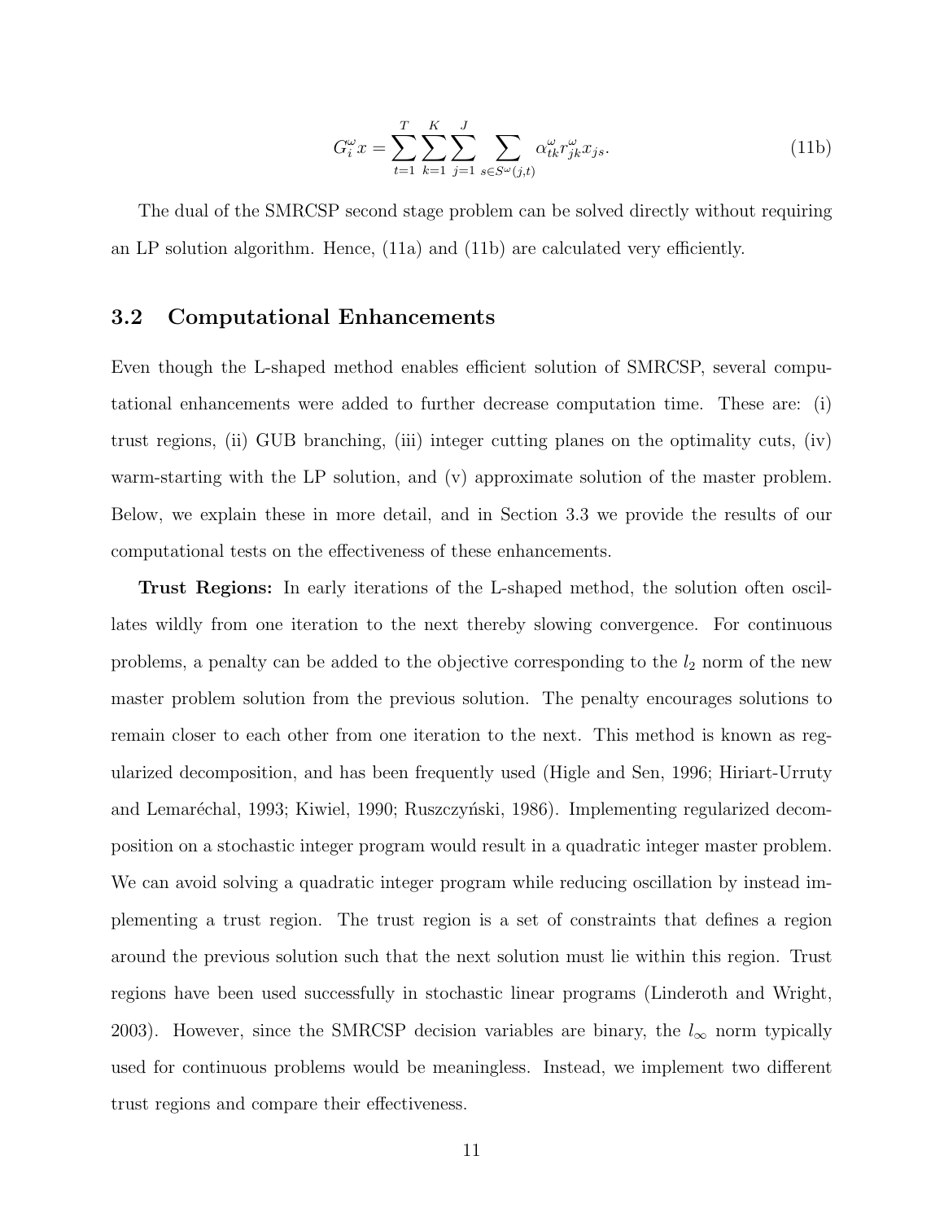$$G_i^\omega x = \sum_{t=1}^{T} \sum_{k=1}^{K} \sum_{j=1}^{J} \sum_{s \in S^\omega(j,t)} \alpha_{tk}^\omega r_{jk}^\omega x_{js}. \tag{11b}$$

The dual of the SMRCSP second stage problem can be solved directly without requiring an LP solution algorithm. Hence, (11a) and (11b) are calculated very efficiently.

## 3.2 Computational Enhancements

Even though the L-shaped method enables efficient solution of SMRCSP, several computational enhancements were added to further decrease computation time. These are: (i) trust regions, (ii) GUB branching, (iii) integer cutting planes on the optimality cuts, (iv) warm-starting with the LP solution, and (v) approximate solution of the master problem. Below, we explain these in more detail, and in Section 3.3 we provide the results of our computational tests on the effectiveness of these enhancements.

**Trust Regions:** In early iterations of the L-shaped method, the solution often oscillates wildly from one iteration to the next thereby slowing convergence. For continuous problems, a penalty can be added to the objective corresponding to the $l_2$ norm of the new master problem solution from the previous solution. The penalty encourages solutions to remain closer to each other from one iteration to the next. This method is known as regularized decomposition, and has been frequently used (Higle and Sen, 1996; Hiriart-Urruty and Lemaréchal, 1993; Kiwiel, 1990; Ruszczyński, 1986). Implementing regularized decomposition on a stochastic integer program would result in a quadratic integer master problem. We can avoid solving a quadratic integer program while reducing oscillation by instead implementing a trust region. The trust region is a set of constraints that defines a region around the previous solution such that the next solution must lie within this region. Trust regions have been used successfully in stochastic linear programs (Linderoth and Wright, 2003). However, since the SMRCSP decision variables are binary, the $l_\infty$ norm typically used for continuous problems would be meaningless. Instead, we implement two different trust regions and compare their effectiveness.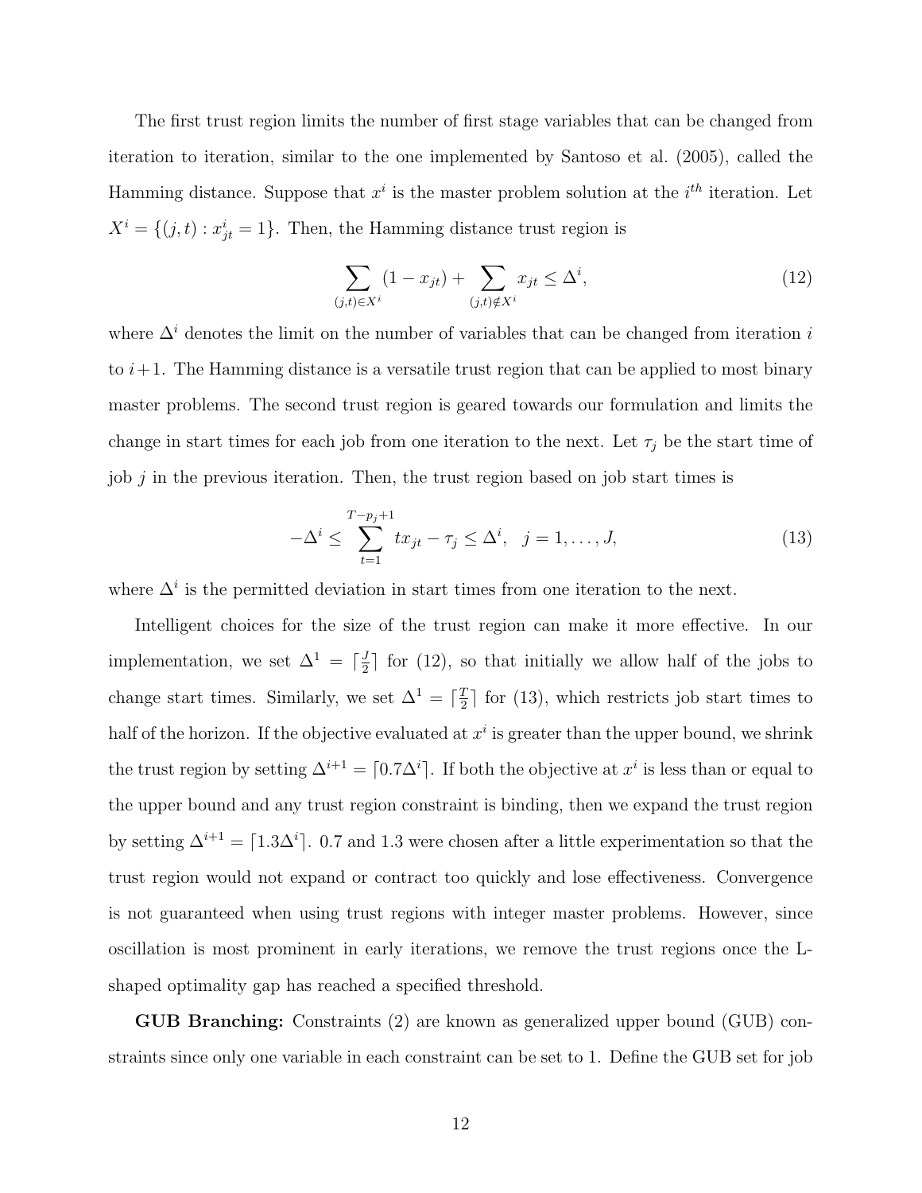The first trust region limits the number of first stage variables that can be changed from iteration to iteration, similar to the one implemented by Santoso et al. (2005), called the Hamming distance. Suppose that $x^i$ is the master problem solution at the $i^{th}$ iteration. Let $X^i = \{(j,t) : x^i_{jt} = 1\}$. Then, the Hamming distance trust region is

$$\sum_{(j,t)\in X^i} (1 - x_{jt}) + \sum_{(j,t)\notin X^i} x_{jt} \leq \Delta^i, \tag{12}$$

where $\Delta^i$ denotes the limit on the number of variables that can be changed from iteration $i$ to $i+1$. The Hamming distance is a versatile trust region that can be applied to most binary master problems. The second trust region is geared towards our formulation and limits the change in start times for each job from one iteration to the next. Let $\tau_j$ be the start time of job $j$ in the previous iteration. Then, the trust region based on job start times is

$$-\Delta^i \leq \sum_{t=1}^{T-p_j+1} t x_{jt} - \tau_j \leq \Delta^i, \quad j = 1, \ldots, J, \tag{13}$$

where $\Delta^i$ is the permitted deviation in start times from one iteration to the next.

Intelligent choices for the size of the trust region can make it more effective. In our implementation, we set $\Delta^1 = \lceil \frac{J}{2} \rceil$ for (12), so that initially we allow half of the jobs to change start times. Similarly, we set $\Delta^1 = \lceil \frac{T}{2} \rceil$ for (13), which restricts job start times to half of the horizon. If the objective evaluated at $x^i$ is greater than the upper bound, we shrink the trust region by setting $\Delta^{i+1} = \lceil 0.7\Delta^i \rceil$. If both the objective at $x^i$ is less than or equal to the upper bound and any trust region constraint is binding, then we expand the trust region by setting $\Delta^{i+1} = \lceil 1.3\Delta^i \rceil$. 0.7 and 1.3 were chosen after a little experimentation so that the trust region would not expand or contract too quickly and lose effectiveness. Convergence is not guaranteed when using trust regions with integer master problems. However, since oscillation is most prominent in early iterations, we remove the trust regions once the L-shaped optimality gap has reached a specified threshold.

**GUB Branching:** Constraints (2) are known as generalized upper bound (GUB) constraints since only one variable in each constraint can be set to 1. Define the GUB set for job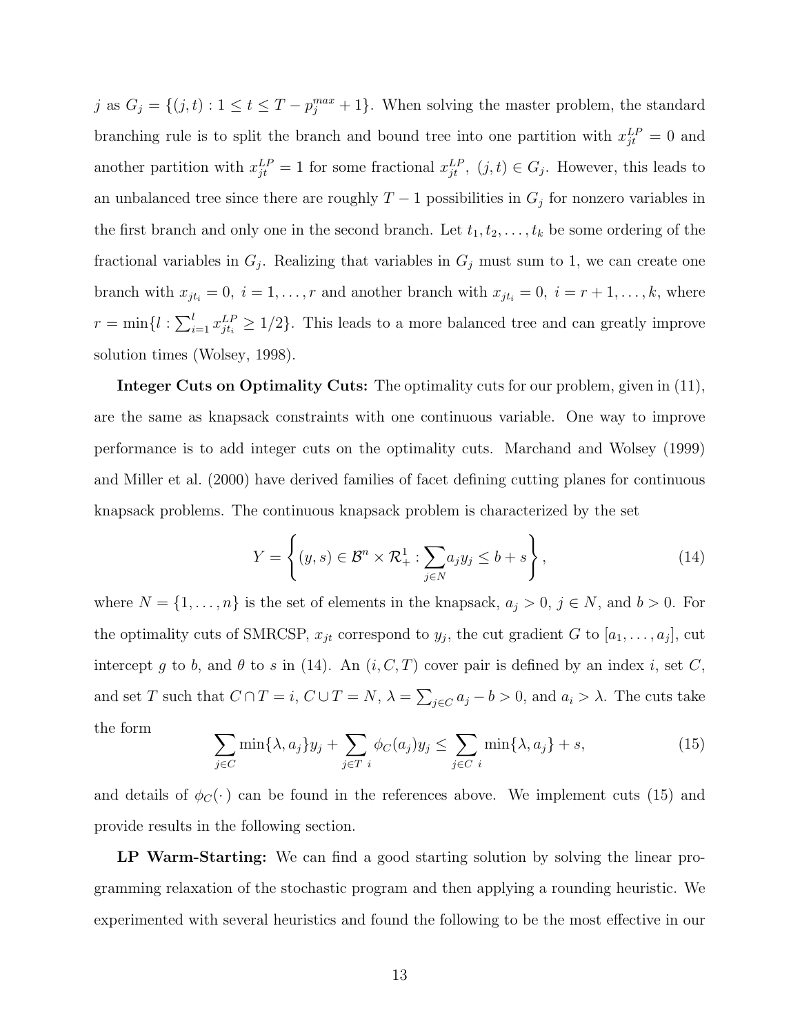$j$ as $G_j = \{(j,t) : 1 \leq t \leq T - p_j^{max} + 1\}$. When solving the master problem, the standard branching rule is to split the branch and bound tree into one partition with $x_{jt}^{LP} = 0$ and another partition with $x_{jt}^{LP} = 1$ for some fractional $x_{jt}^{LP}$, $(j,t) \in G_j$. However, this leads to an unbalanced tree since there are roughly $T-1$ possibilities in $G_j$ for nonzero variables in the first branch and only one in the second branch. Let $t_1, t_2, \ldots, t_k$ be some ordering of the fractional variables in $G_j$. Realizing that variables in $G_j$ must sum to 1, we can create one branch with $x_{jt_i} = 0$, $i = 1, \ldots, r$ and another branch with $x_{jt_i} = 0$, $i = r+1, \ldots, k$, where $r = \min\{l : \sum_{i=1}^{l} x_{jt_i}^{LP} \geq 1/2\}$. This leads to a more balanced tree and can greatly improve solution times (Wolsey, 1998).

**Integer Cuts on Optimality Cuts:** The optimality cuts for our problem, given in (11), are the same as knapsack constraints with one continuous variable. One way to improve performance is to add integer cuts on the optimality cuts. Marchand and Wolsey (1999) and Miller et al. (2000) have derived families of facet defining cutting planes for continuous knapsack problems. The continuous knapsack problem is characterized by the set

$$Y = \left\{ (y,s) \in \mathcal{B}^n \times \mathcal{R}_+^1 : \sum_{j \in N} a_j y_j \leq b + s \right\}, \tag{14}$$

where $N = \{1, \ldots, n\}$ is the set of elements in the knapsack, $a_j > 0$, $j \in N$, and $b > 0$. For the optimality cuts of SMRCSP, $x_{jt}$ correspond to $y_j$, the cut gradient $G$ to $[a_1, \ldots, a_j]$, cut intercept $g$ to $b$, and $\theta$ to $s$ in (14). An $(i, C, T)$ cover pair is defined by an index $i$, set $C$, and set $T$ such that $C \cap T = i$, $C \cup T = N$, $\lambda = \sum_{j \in C} a_j - b > 0$, and $a_i > \lambda$. The cuts take the form

$$\sum_{j \in C} \min\{\lambda, a_j\} y_j + \sum_{j \in T \ i} \phi_C(a_j) y_j \leq \sum_{j \in C \ i} \min\{\lambda, a_j\} + s, \tag{15}$$

and details of $\phi_C(\cdot)$ can be found in the references above. We implement cuts (15) and provide results in the following section.

**LP Warm-Starting:** We can find a good starting solution by solving the linear programming relaxation of the stochastic program and then applying a rounding heuristic. We experimented with several heuristics and found the following to be the most effective in our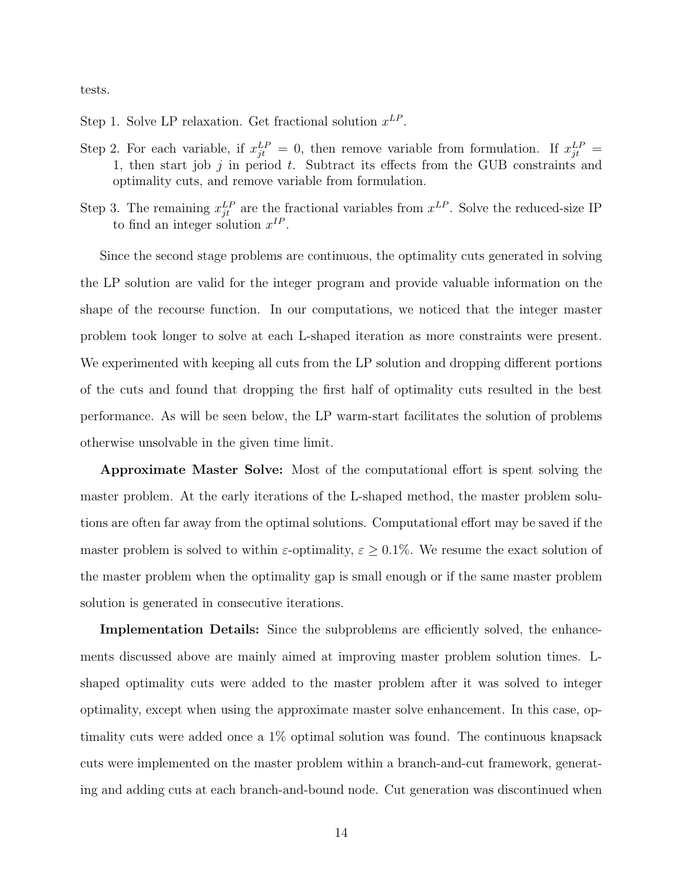tests.

Step 1. Solve LP relaxation. Get fractional solution $x^{LP}$.

Step 2. For each variable, if $x_{jt}^{LP} = 0$, then remove variable from formulation. If $x_{jt}^{LP} = 1$, then start job $j$ in period $t$. Subtract its effects from the GUB constraints and optimality cuts, and remove variable from formulation.

Step 3. The remaining $x_{jt}^{LP}$ are the fractional variables from $x^{LP}$. Solve the reduced-size IP to find an integer solution $x^{IP}$.

Since the second stage problems are continuous, the optimality cuts generated in solving the LP solution are valid for the integer program and provide valuable information on the shape of the recourse function. In our computations, we noticed that the integer master problem took longer to solve at each L-shaped iteration as more constraints were present. We experimented with keeping all cuts from the LP solution and dropping different portions of the cuts and found that dropping the first half of optimality cuts resulted in the best performance. As will be seen below, the LP warm-start facilitates the solution of problems otherwise unsolvable in the given time limit.

**Approximate Master Solve:** Most of the computational effort is spent solving the master problem. At the early iterations of the L-shaped method, the master problem solutions are often far away from the optimal solutions. Computational effort may be saved if the master problem is solved to within $\varepsilon$-optimality, $\varepsilon \geq 0.1\%$. We resume the exact solution of the master problem when the optimality gap is small enough or if the same master problem solution is generated in consecutive iterations.

**Implementation Details:** Since the subproblems are efficiently solved, the enhancements discussed above are mainly aimed at improving master problem solution times. L-shaped optimality cuts were added to the master problem after it was solved to integer optimality, except when using the approximate master solve enhancement. In this case, optimality cuts were added once a 1% optimal solution was found. The continuous knapsack cuts were implemented on the master problem within a branch-and-cut framework, generating and adding cuts at each branch-and-bound node. Cut generation was discontinued when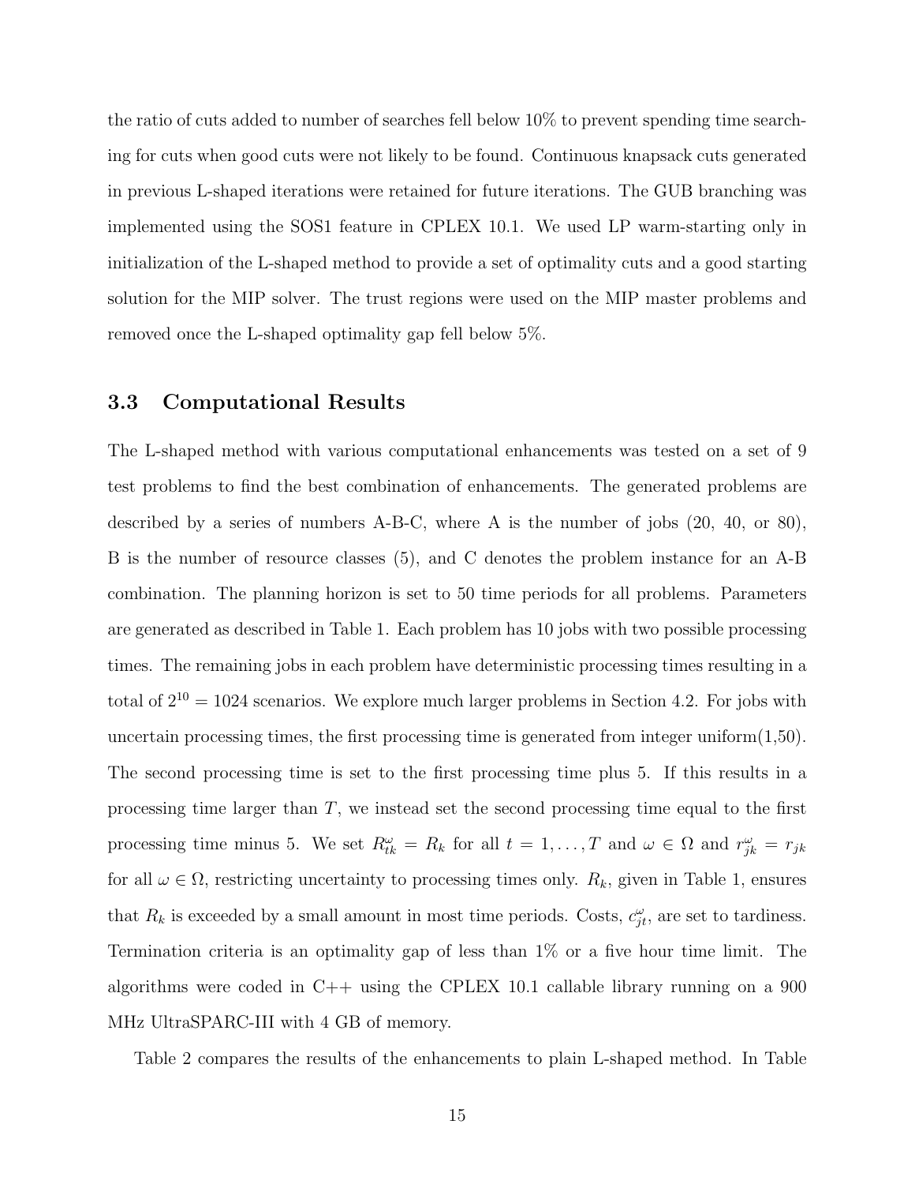the ratio of cuts added to number of searches fell below 10% to prevent spending time searching for cuts when good cuts were not likely to be found. Continuous knapsack cuts generated in previous L-shaped iterations were retained for future iterations. The GUB branching was implemented using the SOS1 feature in CPLEX 10.1. We used LP warm-starting only in initialization of the L-shaped method to provide a set of optimality cuts and a good starting solution for the MIP solver. The trust regions were used on the MIP master problems and removed once the L-shaped optimality gap fell below 5%.

### 3.3 Computational Results

The L-shaped method with various computational enhancements was tested on a set of 9 test problems to find the best combination of enhancements. The generated problems are described by a series of numbers A-B-C, where A is the number of jobs (20, 40, or 80), B is the number of resource classes (5), and C denotes the problem instance for an A-B combination. The planning horizon is set to 50 time periods for all problems. Parameters are generated as described in Table 1. Each problem has 10 jobs with two possible processing times. The remaining jobs in each problem have deterministic processing times resulting in a total of $2^{10} = 1024$ scenarios. We explore much larger problems in Section 4.2. For jobs with uncertain processing times, the first processing time is generated from integer uniform(1,50). The second processing time is set to the first processing time plus 5. If this results in a processing time larger than $T$, we instead set the second processing time equal to the first processing time minus 5. We set $R^{\omega}_{tk} = R_k$ for all $t = 1, \ldots, T$ and $\omega \in \Omega$ and $r^{\omega}_{jk} = r_{jk}$ for all $\omega \in \Omega$, restricting uncertainty to processing times only. $R_k$, given in Table 1, ensures that $R_k$ is exceeded by a small amount in most time periods. Costs, $c^{\omega}_{jt}$, are set to tardiness. Termination criteria is an optimality gap of less than 1% or a five hour time limit. The algorithms were coded in C++ using the CPLEX 10.1 callable library running on a 900 MHz UltraSPARC-III with 4 GB of memory.

Table 2 compares the results of the enhancements to plain L-shaped method. In Table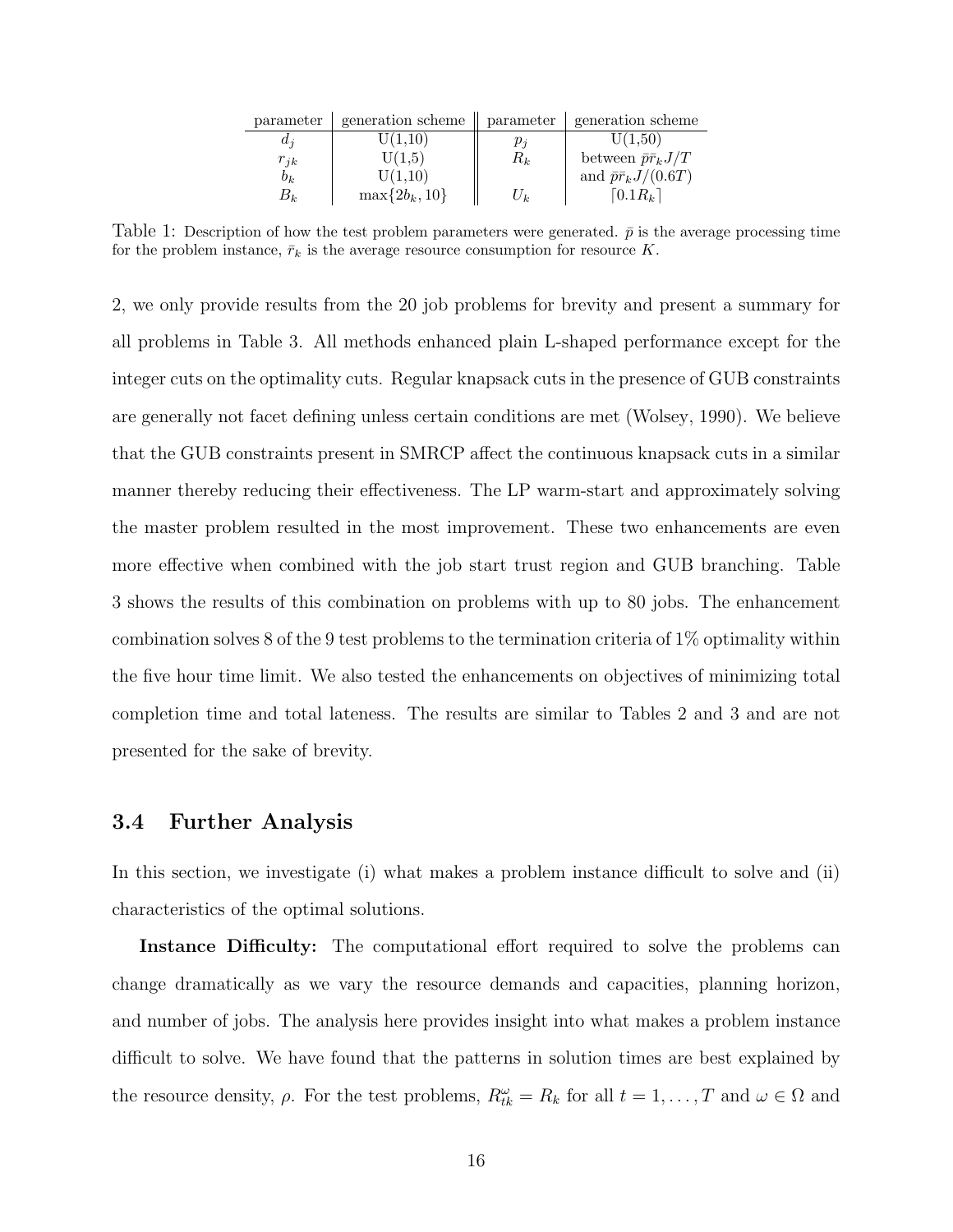| parameter | generation scheme | parameter | generation scheme |
|---|---|---|---|
| $d_j$ | U(1,10) | $p_j$ | U(1,50) |
| $r_{jk}$ | U(1,5) | $R_k$ | between $\bar{p}\bar{r}_k J/T$ |
| $b_k$ | U(1,10) | | and $\bar{p}\bar{r}_k J/(0.6T)$ |
| $B_k$ | $\max\{2b_k, 10\}$ | $U_k$ | $\lceil 0.1R_k \rceil$ |

Table 1: Description of how the test problem parameters were generated. $\bar{p}$ is the average processing time for the problem instance, $\bar{r}_k$ is the average resource consumption for resource $K$.

2, we only provide results from the 20 job problems for brevity and present a summary for all problems in Table 3. All methods enhanced plain L-shaped performance except for the integer cuts on the optimality cuts. Regular knapsack cuts in the presence of GUB constraints are generally not facet defining unless certain conditions are met (Wolsey, 1990). We believe that the GUB constraints present in SMRCP affect the continuous knapsack cuts in a similar manner thereby reducing their effectiveness. The LP warm-start and approximately solving the master problem resulted in the most improvement. These two enhancements are even more effective when combined with the job start trust region and GUB branching. Table 3 shows the results of this combination on problems with up to 80 jobs. The enhancement combination solves 8 of the 9 test problems to the termination criteria of 1% optimality within the five hour time limit. We also tested the enhancements on objectives of minimizing total completion time and total lateness. The results are similar to Tables 2 and 3 and are not presented for the sake of brevity.

### 3.4 Further Analysis

In this section, we investigate (i) what makes a problem instance difficult to solve and (ii) characteristics of the optimal solutions.

**Instance Difficulty:** The computational effort required to solve the problems can change dramatically as we vary the resource demands and capacities, planning horizon, and number of jobs. The analysis here provides insight into what makes a problem instance difficult to solve. We have found that the patterns in solution times are best explained by the resource density, $\rho$. For the test problems, $R^{\omega}_{tk} = R_k$ for all $t = 1, \ldots, T$ and $\omega \in \Omega$ and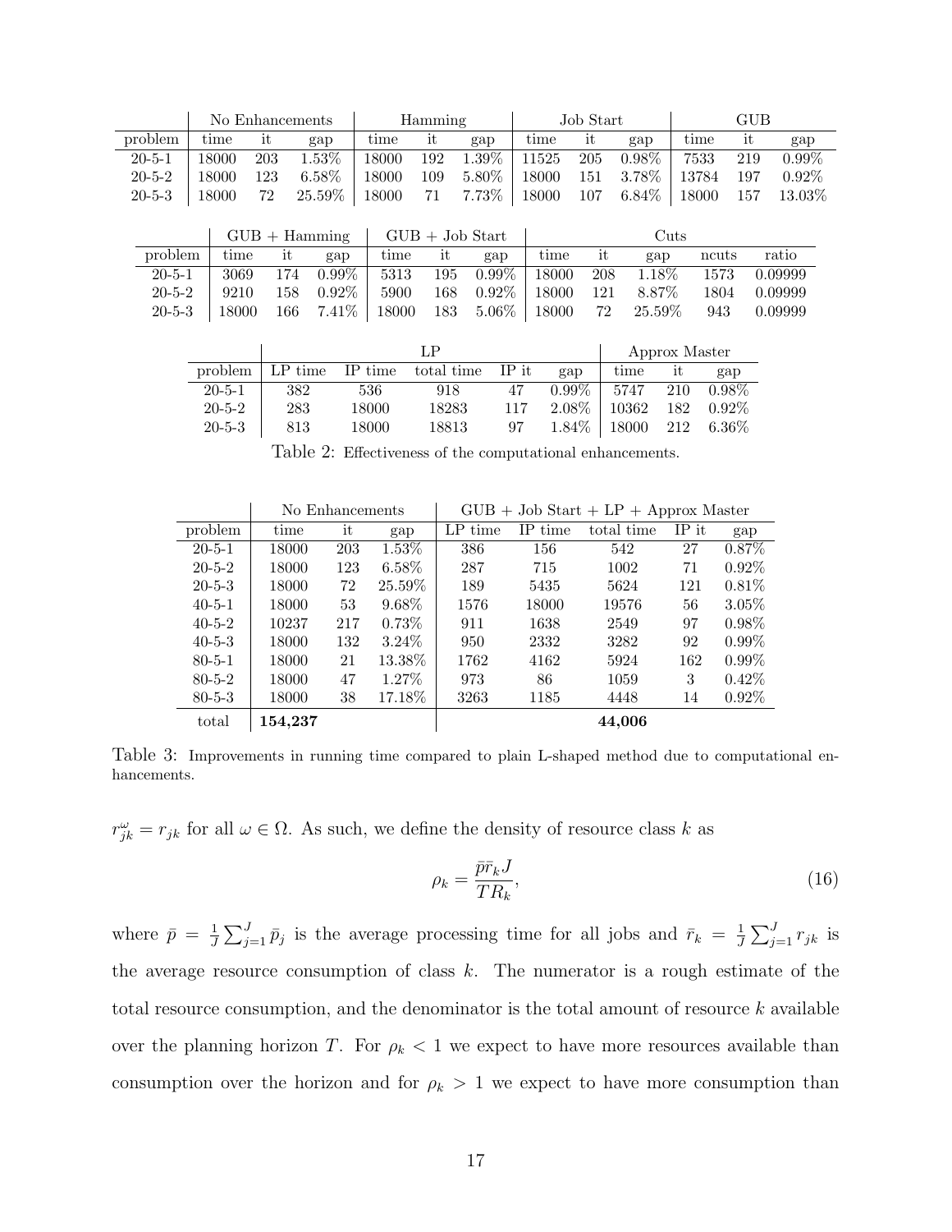| | No Enhancements | | | Hamming | | | Job Start | | | GUB | | |
|---|---|---|---|---|---|---|---|---|---|---|---|---|
| problem | time | it | gap | time | it | gap | time | it | gap | time | it | gap |
| 20-5-1 | 18000 | 203 | 1.53% | 18000 | 192 | 1.39% | 11525 | 205 | 0.98% | 7533 | 219 | 0.99% |
| 20-5-2 | 18000 | 123 | 6.58% | 18000 | 109 | 5.80% | 18000 | 151 | 3.78% | 13784 | 197 | 0.92% |
| 20-5-3 | 18000 | 72 | 25.59% | 18000 | 71 | 7.73% | 18000 | 107 | 6.84% | 18000 | 157 | 13.03% |

| | GUB + Hamming | | | GUB + Job Start | | | Cuts | | | | |
|---|---|---|---|---|---|---|---|---|---|---|---|
| problem | time | it | gap | time | it | gap | time | it | gap | ncuts | ratio |
| 20-5-1 | 3069 | 174 | 0.99% | 5313 | 195 | 0.99% | 18000 | 208 | 1.18% | 1573 | 0.09999 |
| 20-5-2 | 9210 | 158 | 0.92% | 5900 | 168 | 0.92% | 18000 | 121 | 8.87% | 1804 | 0.09999 |
| 20-5-3 | 18000 | 166 | 7.41% | 18000 | 183 | 5.06% | 18000 | 72 | 25.59% | 943 | 0.09999 |

| | LP | | | | | Approx Master | | |
|---|---|---|---|---|---|---|---|---|
| problem | LP time | IP time | total time | IP it | gap | time | it | gap |
| 20-5-1 | 382 | 536 | 918 | 47 | 0.99% | 5747 | 210 | 0.98% |
| 20-5-2 | 283 | 18000 | 18283 | 117 | 2.08% | 10362 | 182 | 0.92% |
| 20-5-3 | 813 | 18000 | 18813 | 97 | 1.84% | 18000 | 212 | 6.36% |

Table 2: Effectiveness of the computational enhancements.

| | No Enhancements | | | GUB + Job Start + LP + Approx Master | | | | |
|---|---|---|---|---|---|---|---|---|
| problem | time | it | gap | LP time | IP time | total time | IP it | gap |
| 20-5-1 | 18000 | 203 | 1.53% | 386 | 156 | 542 | 27 | 0.87% |
| 20-5-2 | 18000 | 123 | 6.58% | 287 | 715 | 1002 | 71 | 0.92% |
| 20-5-3 | 18000 | 72 | 25.59% | 189 | 5435 | 5624 | 121 | 0.81% |
| 40-5-1 | 18000 | 53 | 9.68% | 1576 | 18000 | 19576 | 56 | 3.05% |
| 40-5-2 | 10237 | 217 | 0.73% | 911 | 1638 | 2549 | 97 | 0.98% |
| 40-5-3 | 18000 | 132 | 3.24% | 950 | 2332 | 3282 | 92 | 0.99% |
| 80-5-1 | 18000 | 21 | 13.38% | 1762 | 4162 | 5924 | 162 | 0.99% |
| 80-5-2 | 18000 | 47 | 1.27% | 973 | 86 | 1059 | 3 | 0.42% |
| 80-5-3 | 18000 | 38 | 17.18% | 3263 | 1185 | 4448 | 14 | 0.92% |
| total | **154,237** | | | | | **44,006** | | |

Table 3: Improvements in running time compared to plain L-shaped method due to computational enhancements.

$r_{jk}^{\omega} = r_{jk}$ for all $\omega \in \Omega$. As such, we define the density of resource class $k$ as

$$\rho_k = \frac{\bar{p}\bar{r}_k J}{TR_k}, \tag{16}$$

where $\bar{p} = \frac{1}{J}\sum_{j=1}^{J} \bar{p}_j$ is the average processing time for all jobs and $\bar{r}_k = \frac{1}{J}\sum_{j=1}^{J} r_{jk}$ is the average resource consumption of class $k$. The numerator is a rough estimate of the total resource consumption, and the denominator is the total amount of resource $k$ available over the planning horizon $T$. For $\rho_k < 1$ we expect to have more resources available than consumption over the horizon and for $\rho_k > 1$ we expect to have more consumption than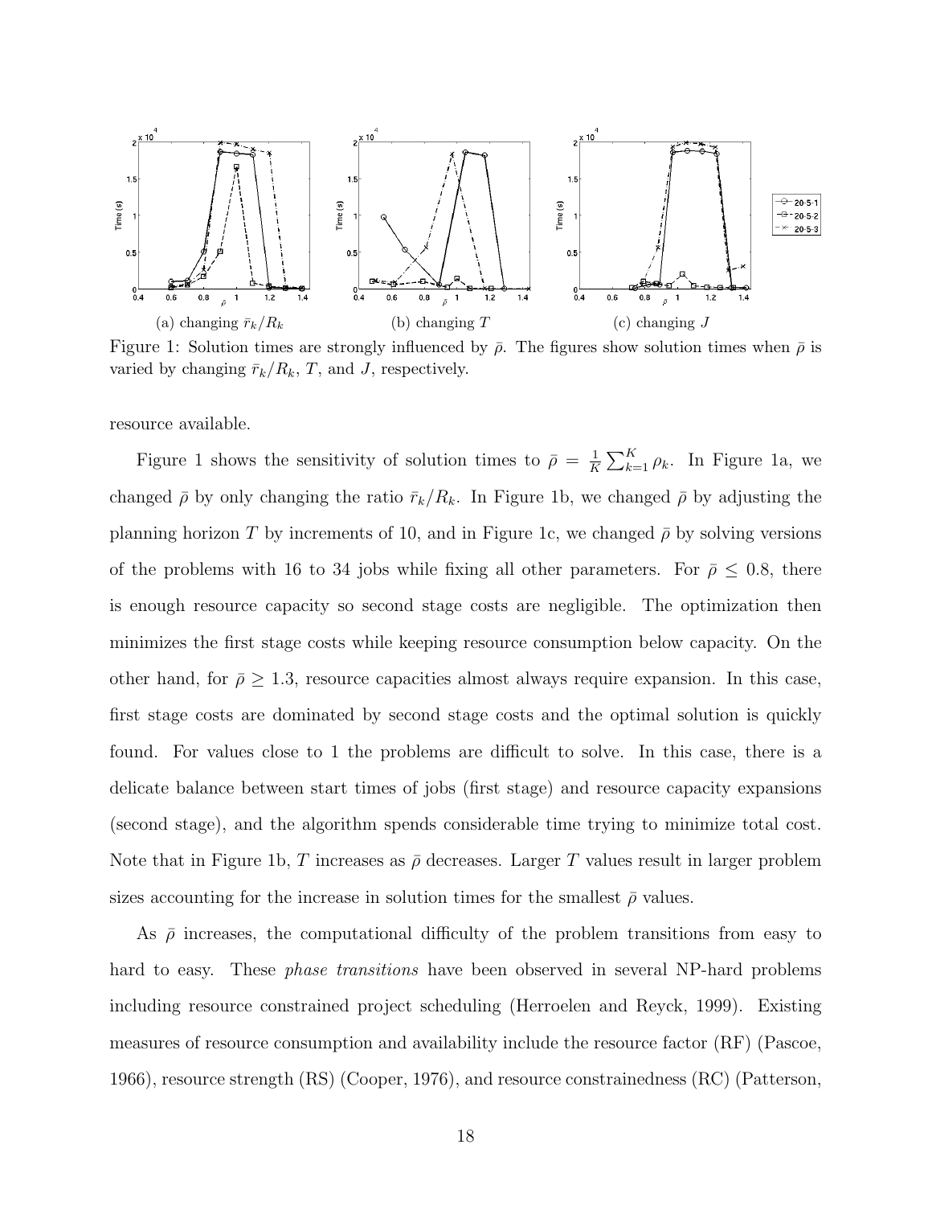x 10^4

2

1.5

Time (s)

1

0.5

0

0.4 0.6 0.8 1 1.2 1.4

$\bar{\rho}$

(a) changing $\bar{r}_k/R_k$

x 10^4

2

1.5

Time (s)

1

0.5

0

0.4 0.6 0.8 1 1.2 1.4

$\bar{\rho}$

(b) changing $T$

x 10^4

2

1.5

Time (s)

1

0.5

0

0.4 0.6 0.8 1 1.2 1.4

$\bar{\rho}$

(c) changing $J$

20-5-1
20-5-2
20-5-3

Figure 1: Solution times are strongly influenced by $\bar{\rho}$. The figures show solution times when $\bar{\rho}$ is varied by changing $\bar{r}_k/R_k$, $T$, and $J$, respectively.

resource available.

Figure 1 shows the sensitivity of solution times to $\bar{\rho} = \frac{1}{K}\sum_{k=1}^{K}\rho_k$. In Figure 1a, we changed $\bar{\rho}$ by only changing the ratio $\bar{r}_k/R_k$. In Figure 1b, we changed $\bar{\rho}$ by adjusting the planning horizon $T$ by increments of 10, and in Figure 1c, we changed $\bar{\rho}$ by solving versions of the problems with 16 to 34 jobs while fixing all other parameters. For $\bar{\rho} \leq 0.8$, there is enough resource capacity so second stage costs are negligible. The optimization then minimizes the first stage costs while keeping resource consumption below capacity. On the other hand, for $\bar{\rho} \geq 1.3$, resource capacities almost always require expansion. In this case, first stage costs are dominated by second stage costs and the optimal solution is quickly found. For values close to 1 the problems are difficult to solve. In this case, there is a delicate balance between start times of jobs (first stage) and resource capacity expansions (second stage), and the algorithm spends considerable time trying to minimize total cost. Note that in Figure 1b, $T$ increases as $\bar{\rho}$ decreases. Larger $T$ values result in larger problem sizes accounting for the increase in solution times for the smallest $\bar{\rho}$ values.

As $\bar{\rho}$ increases, the computational difficulty of the problem transitions from easy to hard to easy. These *phase transitions* have been observed in several NP-hard problems including resource constrained project scheduling (Herroelen and Reyck, 1999). Existing measures of resource consumption and availability include the resource factor (RF) (Pascoe, 1966), resource strength (RS) (Cooper, 1976), and resource constrainedness (RC) (Patterson,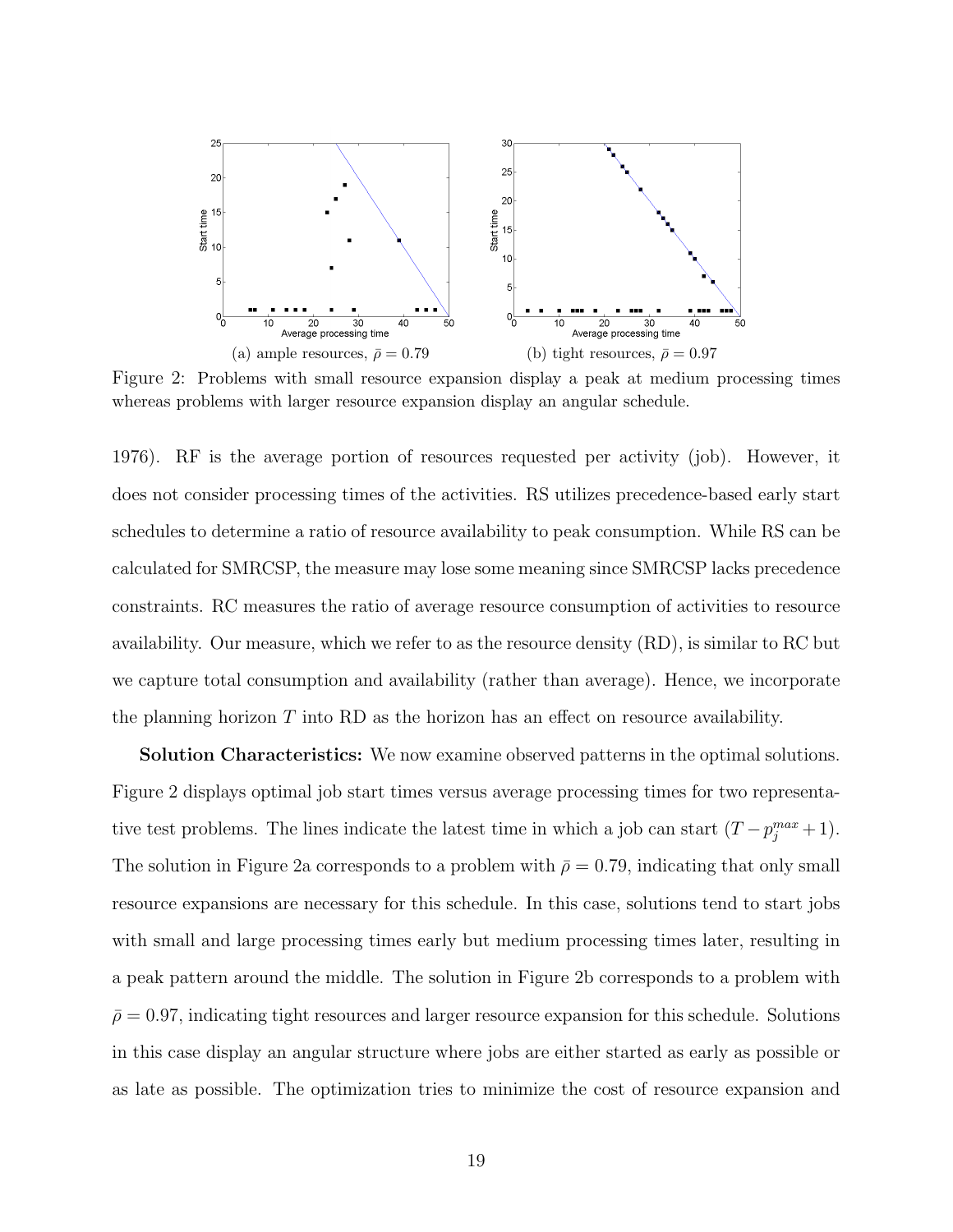25
20
15
10
5
0
Start time
0 10 20 30 40 50
Average processing time

(a) ample resources, $\bar{\rho} = 0.79$

30
25
20
15
10
5
0
Start time
0 10 20 30 40 50
Average processing time

(b) tight resources, $\bar{\rho} = 0.97$

Figure 2: Problems with small resource expansion display a peak at medium processing times whereas problems with larger resource expansion display an angular schedule.

1976). RF is the average portion of resources requested per activity (job). However, it does not consider processing times of the activities. RS utilizes precedence-based early start schedules to determine a ratio of resource availability to peak consumption. While RS can be calculated for SMRCSP, the measure may lose some meaning since SMRCSP lacks precedence constraints. RC measures the ratio of average resource consumption of activities to resource availability. Our measure, which we refer to as the resource density (RD), is similar to RC but we capture total consumption and availability (rather than average). Hence, we incorporate the planning horizon $T$ into RD as the horizon has an effect on resource availability.

**Solution Characteristics:** We now examine observed patterns in the optimal solutions. Figure 2 displays optimal job start times versus average processing times for two representative test problems. The lines indicate the latest time in which a job can start ($T - p_j^{max} + 1$). The solution in Figure 2a corresponds to a problem with $\bar{\rho} = 0.79$, indicating that only small resource expansions are necessary for this schedule. In this case, solutions tend to start jobs with small and large processing times early but medium processing times later, resulting in a peak pattern around the middle. The solution in Figure 2b corresponds to a problem with $\bar{\rho} = 0.97$, indicating tight resources and larger resource expansion for this schedule. Solutions in this case display an angular structure where jobs are either started as early as possible or as late as possible. The optimization tries to minimize the cost of resource expansion and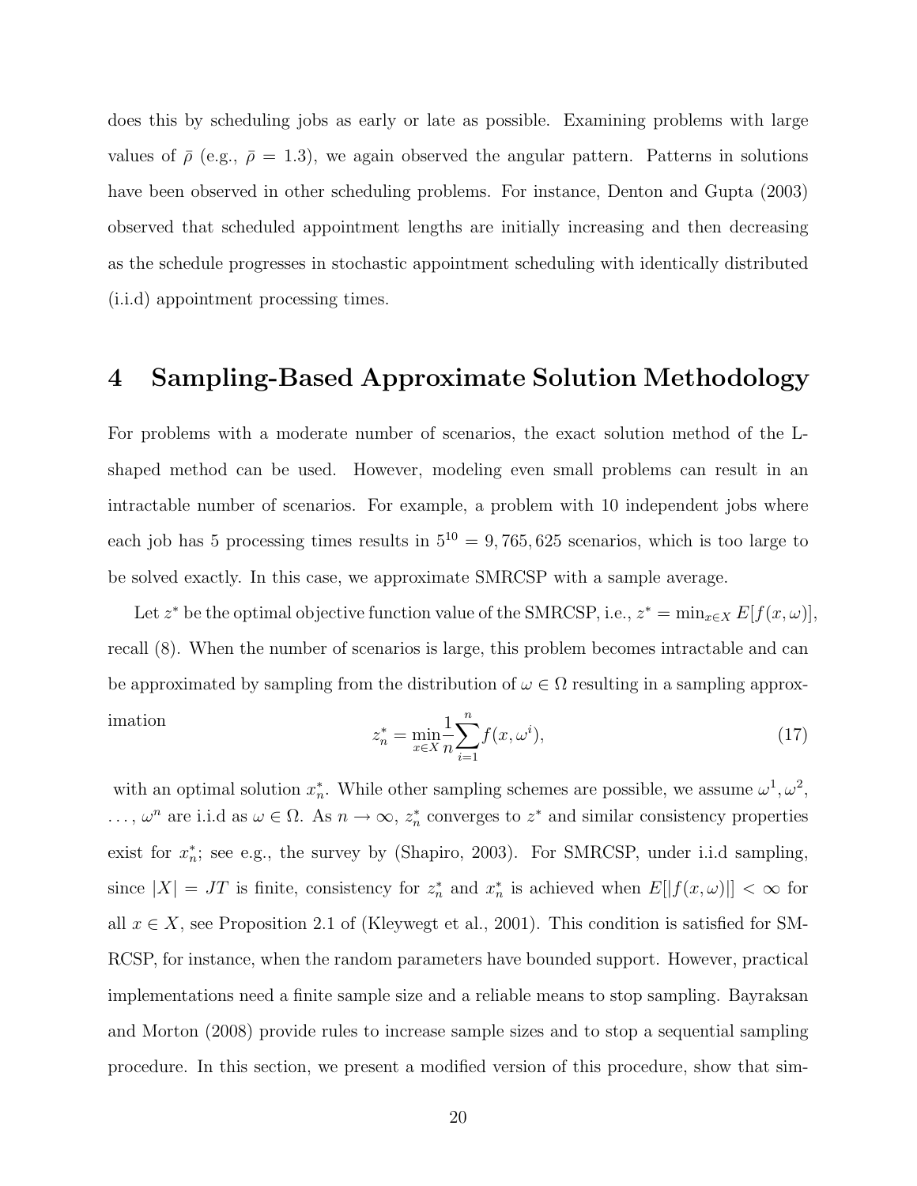does this by scheduling jobs as early or late as possible. Examining problems with large values of $\bar{\rho}$ (e.g., $\bar{\rho} = 1.3$), we again observed the angular pattern. Patterns in solutions have been observed in other scheduling problems. For instance, Denton and Gupta (2003) observed that scheduled appointment lengths are initially increasing and then decreasing as the schedule progresses in stochastic appointment scheduling with identically distributed (i.i.d) appointment processing times.

# 4 Sampling-Based Approximate Solution Methodology

For problems with a moderate number of scenarios, the exact solution method of the L-shaped method can be used. However, modeling even small problems can result in an intractable number of scenarios. For example, a problem with 10 independent jobs where each job has 5 processing times results in $5^{10} = 9,765,625$ scenarios, which is too large to be solved exactly. In this case, we approximate SMRCSP with a sample average.

Let $z^*$ be the optimal objective function value of the SMRCSP, i.e., $z^* = \min_{x \in X} E[f(x, \omega)]$, recall (8). When the number of scenarios is large, this problem becomes intractable and can be approximated by sampling from the distribution of $\omega \in \Omega$ resulting in a sampling approximation

$$z_n^* = \min_{x \in X} \frac{1}{n} \sum_{i=1}^{n} f(x, \omega^i), \tag{17}$$

with an optimal solution $x_n^*$. While other sampling schemes are possible, we assume $\omega^1, \omega^2, \ldots, \omega^n$ are i.i.d as $\omega \in \Omega$. As $n \to \infty$, $z_n^*$ converges to $z^*$ and similar consistency properties exist for $x_n^*$; see e.g., the survey by (Shapiro, 2003). For SMRCSP, under i.i.d sampling, since $|X| = JT$ is finite, consistency for $z_n^*$ and $x_n^*$ is achieved when $E[|f(x, \omega)|] < \infty$ for all $x \in X$, see Proposition 2.1 of (Kleywegt et al., 2001). This condition is satisfied for SMRCSP, for instance, when the random parameters have bounded support. However, practical implementations need a finite sample size and a reliable means to stop sampling. Bayraksan and Morton (2008) provide rules to increase sample sizes and to stop a sequential sampling procedure. In this section, we present a modified version of this procedure, show that sim-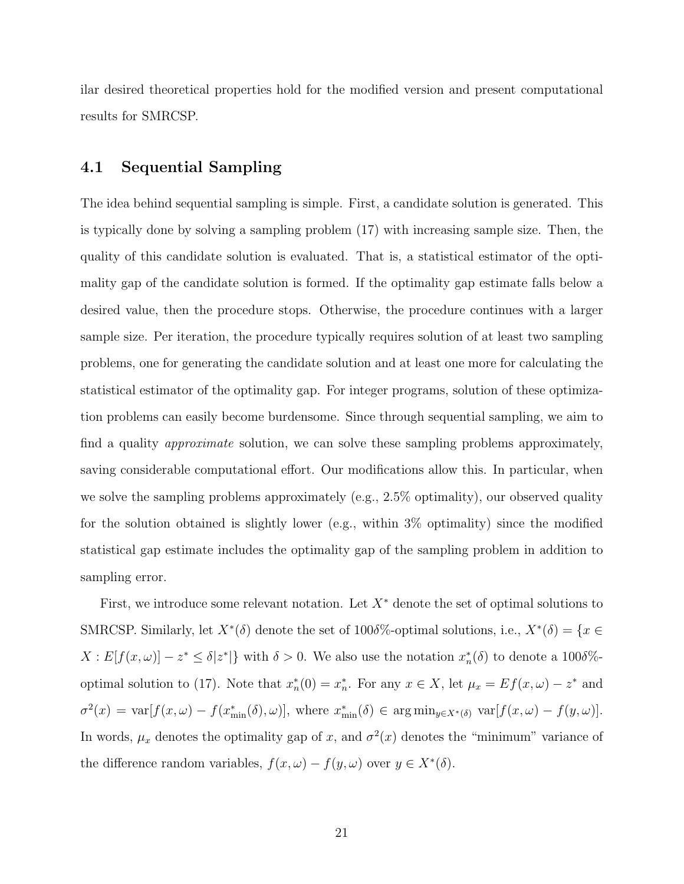ilar desired theoretical properties hold for the modified version and present computational results for SMRCSP.

## 4.1 Sequential Sampling

The idea behind sequential sampling is simple. First, a candidate solution is generated. This is typically done by solving a sampling problem (17) with increasing sample size. Then, the quality of this candidate solution is evaluated. That is, a statistical estimator of the optimality gap of the candidate solution is formed. If the optimality gap estimate falls below a desired value, then the procedure stops. Otherwise, the procedure continues with a larger sample size. Per iteration, the procedure typically requires solution of at least two sampling problems, one for generating the candidate solution and at least one more for calculating the statistical estimator of the optimality gap. For integer programs, solution of these optimization problems can easily become burdensome. Since through sequential sampling, we aim to find a quality *approximate* solution, we can solve these sampling problems approximately, saving considerable computational effort. Our modifications allow this. In particular, when we solve the sampling problems approximately (e.g., 2.5% optimality), our observed quality for the solution obtained is slightly lower (e.g., within 3% optimality) since the modified statistical gap estimate includes the optimality gap of the sampling problem in addition to sampling error.

First, we introduce some relevant notation. Let $X^*$ denote the set of optimal solutions to SMRCSP. Similarly, let $X^*(\delta)$ denote the set of $100\delta\%$-optimal solutions, i.e., $X^*(\delta) = \{x \in X : E[f(x,\omega)] - z^* \leq \delta|z^*|\}$ with $\delta > 0$. We also use the notation $x_n^*(\delta)$ to denote a $100\delta\%$-optimal solution to (17). Note that $x_n^*(0) = x_n^*$. For any $x \in X$, let $\mu_x = Ef(x,\omega) - z^*$ and $\sigma^2(x) = \text{var}[f(x,\omega) - f(x^*_{\min}(\delta),\omega)]$, where $x^*_{\min}(\delta) \in \arg\min_{y \in X^*(\delta)} \text{var}[f(x,\omega) - f(y,\omega)]$. In words, $\mu_x$ denotes the optimality gap of $x$, and $\sigma^2(x)$ denotes the "minimum" variance of the difference random variables, $f(x,\omega) - f(y,\omega)$ over $y \in X^*(\delta)$.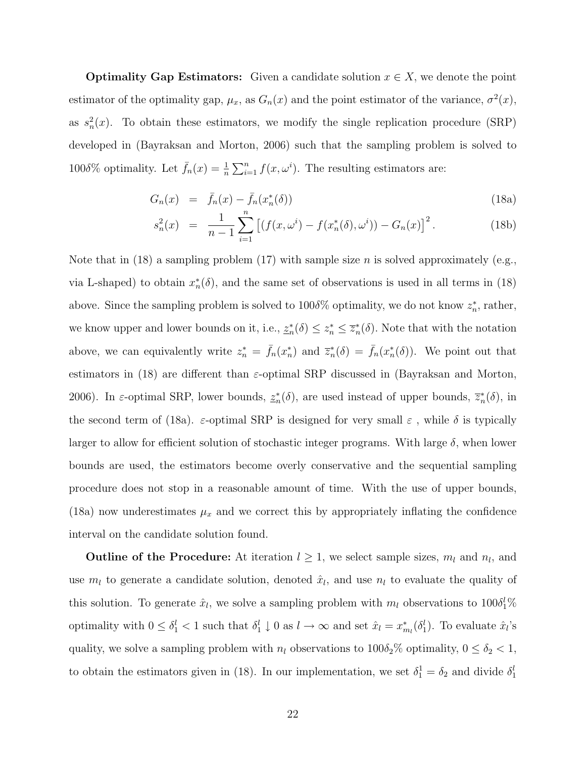**Optimality Gap Estimators:** Given a candidate solution $x \in X$, we denote the point estimator of the optimality gap, $\mu_x$, as $G_n(x)$ and the point estimator of the variance, $\sigma^2(x)$, as $s_n^2(x)$. To obtain these estimators, we modify the single replication procedure (SRP) developed in (Bayraksan and Morton, 2006) such that the sampling problem is solved to $100\delta\%$ optimality. Let $\bar{f}_n(x) = \frac{1}{n}\sum_{i=1}^n f(x, \omega^i)$. The resulting estimators are:

$$
\begin{aligned}
G_n(x) &= \bar{f}_n(x) - \bar{f}_n(x_n^*(\delta)) && \text{(18a)} \\
s_n^2(x) &= \frac{1}{n-1}\sum_{i=1}^{n}\left[(f(x,\omega^i) - f(x_n^*(\delta),\omega^i)) - G_n(x)\right]^2. && \text{(18b)}
\end{aligned}
$$

Note that in (18) a sampling problem (17) with sample size $n$ is solved approximately (e.g., via L-shaped) to obtain $x_n^*(\delta)$, and the same set of observations is used in all terms in (18) above. Since the sampling problem is solved to $100\delta\%$ optimality, we do not know $z_n^*$, rather, we know upper and lower bounds on it, i.e., $\underline{z}_n^*(\delta) \leq z_n^* \leq \overline{z}_n^*(\delta)$. Note that with the notation above, we can equivalently write $z_n^* = \bar{f}_n(x_n^*)$ and $\overline{z}_n^*(\delta) = \bar{f}_n(x_n^*(\delta))$. We point out that estimators in (18) are different than $\varepsilon$-optimal SRP discussed in (Bayraksan and Morton, 2006). In $\varepsilon$-optimal SRP, lower bounds, $\underline{z}_n^*(\delta)$, are used instead of upper bounds, $\overline{z}_n^*(\delta)$, in the second term of (18a). $\varepsilon$-optimal SRP is designed for very small $\varepsilon$ , while $\delta$ is typically larger to allow for efficient solution of stochastic integer programs. With large $\delta$, when lower bounds are used, the estimators become overly conservative and the sequential sampling procedure does not stop in a reasonable amount of time. With the use of upper bounds, (18a) now underestimates $\mu_x$ and we correct this by appropriately inflating the confidence interval on the candidate solution found.

**Outline of the Procedure:** At iteration $l \geq 1$, we select sample sizes, $m_l$ and $n_l$, and use $m_l$ to generate a candidate solution, denoted $\hat{x}_l$, and use $n_l$ to evaluate the quality of this solution. To generate $\hat{x}_l$, we solve a sampling problem with $m_l$ observations to $100\delta_1^l\%$ optimality with $0 \leq \delta_1^l < 1$ such that $\delta_1^l \downarrow 0$ as $l \to \infty$ and set $\hat{x}_l = x_{m_l}^*(\delta_1^l)$. To evaluate $\hat{x}_l$'s quality, we solve a sampling problem with $n_l$ observations to $100\delta_2\%$ optimality, $0 \leq \delta_2 < 1$, to obtain the estimators given in (18). In our implementation, we set $\delta_1^1 = \delta_2$ and divide $\delta_1^l$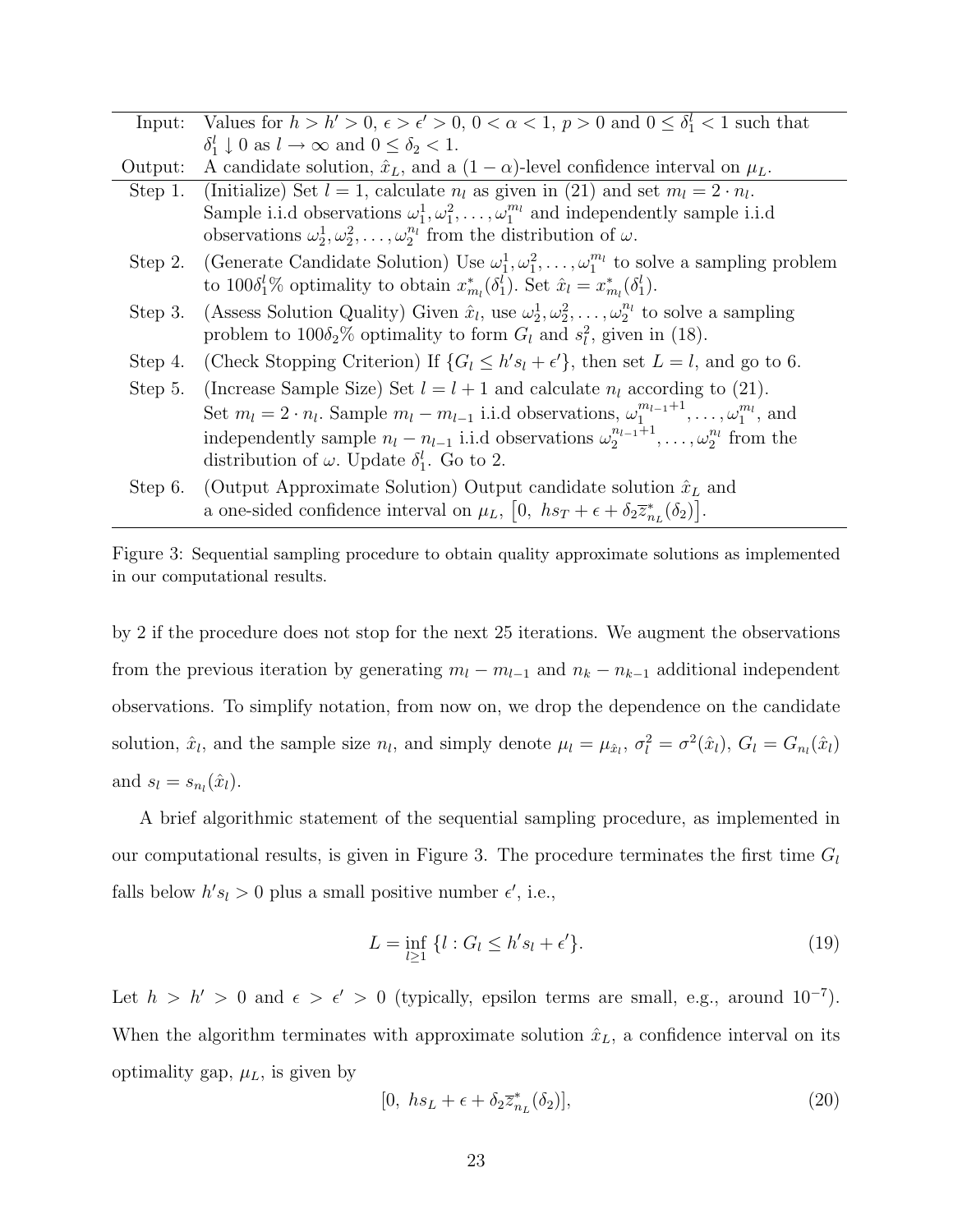| | |
|---|---|
| Input: | Values for $h > h' > 0$, $\epsilon > \epsilon' > 0$, $0 < \alpha < 1$, $p > 0$ and $0 \leq \delta_1^l < 1$ such that $\delta_1^l \downarrow 0$ as $l \to \infty$ and $0 \leq \delta_2 < 1$. |
| Output: | A candidate solution, $\hat{x}_L$, and a $(1-\alpha)$-level confidence interval on $\mu_L$. |
| Step 1. | (Initialize) Set $l = 1$, calculate $n_l$ as given in (21) and set $m_l = 2 \cdot n_l$. Sample i.i.d observations $\omega_1^1, \omega_1^2, \ldots, \omega_1^{m_l}$ and independently sample i.i.d observations $\omega_2^1, \omega_2^2, \ldots, \omega_2^{n_l}$ from the distribution of $\omega$. |
| Step 2. | (Generate Candidate Solution) Use $\omega_1^1, \omega_1^2, \ldots, \omega_1^{m_l}$ to solve a sampling problem to $100\delta_1^l\%$ optimality to obtain $x_{m_l}^*(\delta_1^l)$. Set $\hat{x}_l = x_{m_l}^*(\delta_1^l)$. |
| Step 3. | (Assess Solution Quality) Given $\hat{x}_l$, use $\omega_2^1, \omega_2^2, \ldots, \omega_2^{n_l}$ to solve a sampling problem to $100\delta_2\%$ optimality to form $G_l$ and $s_l^2$, given in (18). |
| Step 4. | (Check Stopping Criterion) If $\{G_l \leq h' s_l + \epsilon'\}$, then set $L = l$, and go to 6. |
| Step 5. | (Increase Sample Size) Set $l = l + 1$ and calculate $n_l$ according to (21). Set $m_l = 2 \cdot n_l$. Sample $m_l - m_{l-1}$ i.i.d observations, $\omega_1^{m_{l-1}+1}, \ldots, \omega_1^{m_l}$, and independently sample $n_l - n_{l-1}$ i.i.d observations $\omega_2^{n_{l-1}+1}, \ldots, \omega_2^{n_l}$ from the distribution of $\omega$. Update $\delta_1^l$. Go to 2. |
| Step 6. | (Output Approximate Solution) Output candidate solution $\hat{x}_L$ and a one-sided confidence interval on $\mu_L$, $\left[0,\ hs_T + \epsilon + \delta_2 \overline{z}_{n_L}^*(\delta_2)\right]$. |

Figure 3: Sequential sampling procedure to obtain quality approximate solutions as implemented in our computational results.

by 2 if the procedure does not stop for the next 25 iterations. We augment the observations from the previous iteration by generating $m_l - m_{l-1}$ and $n_k - n_{k-1}$ additional independent observations. To simplify notation, from now on, we drop the dependence on the candidate solution, $\hat{x}_l$, and the sample size $n_l$, and simply denote $\mu_l = \mu_{\hat{x}_l}$, $\sigma_l^2 = \sigma^2(\hat{x}_l)$, $G_l = G_{n_l}(\hat{x}_l)$ and $s_l = s_{n_l}(\hat{x}_l)$.

A brief algorithmic statement of the sequential sampling procedure, as implemented in our computational results, is given in Figure 3. The procedure terminates the first time $G_l$ falls below $h' s_l > 0$ plus a small positive number $\epsilon'$, i.e.,

$$L = \inf_{l \geq 1} \{l : G_l \leq h' s_l + \epsilon'\}. \tag{19}$$

Let $h > h' > 0$ and $\epsilon > \epsilon' > 0$ (typically, epsilon terms are small, e.g., around $10^{-7}$). When the algorithm terminates with approximate solution $\hat{x}_L$, a confidence interval on its optimality gap, $\mu_L$, is given by

$$[0,\ hs_L + \epsilon + \delta_2 \overline{z}_{n_L}^*(\delta_2)], \tag{20}$$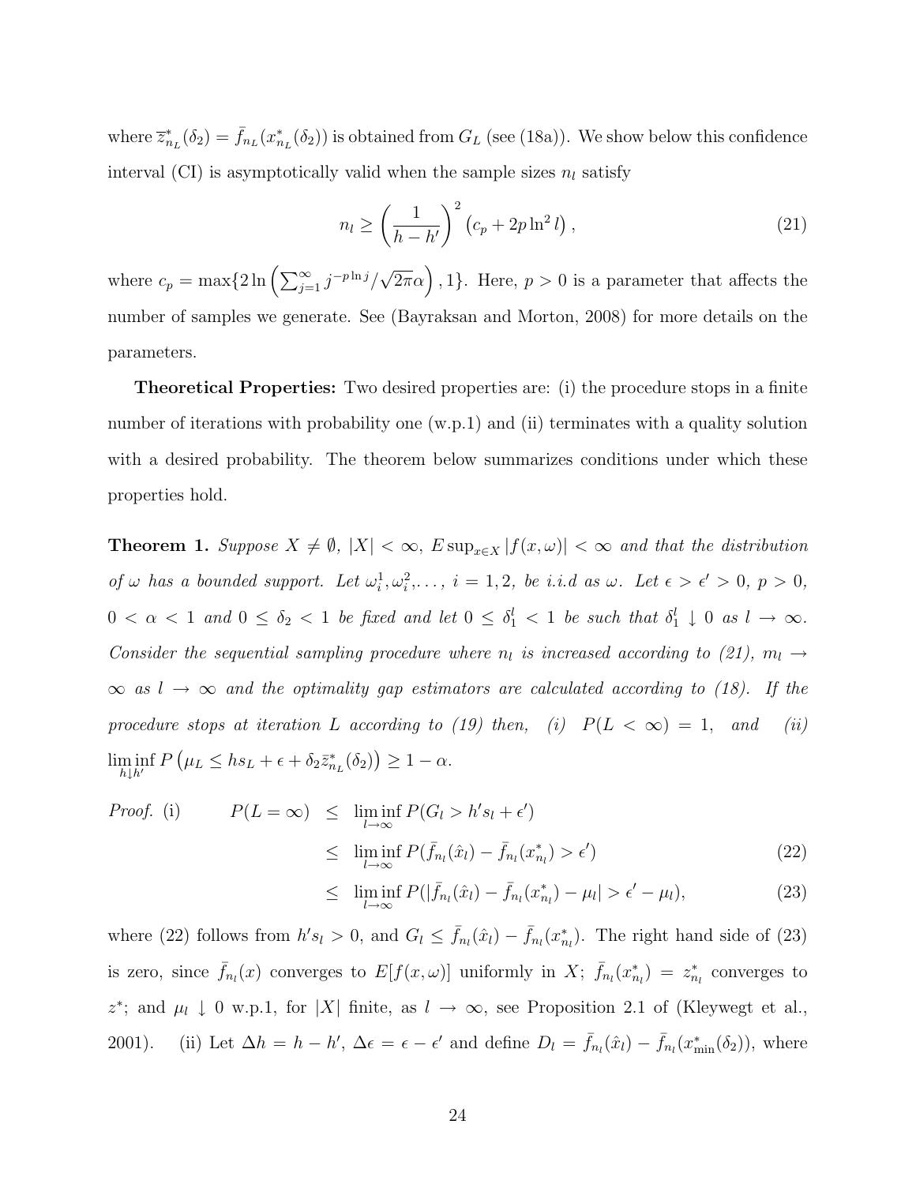where $\overline{z}^*_{n_L}(\delta_2) = \bar{f}_{n_L}(x^*_{n_L}(\delta_2))$ is obtained from $G_L$ (see (18a)). We show below this confidence interval (CI) is asymptotically valid when the sample sizes $n_l$ satisfy

$$n_l \geq \left(\frac{1}{h-h'}\right)^2 \left(c_p + 2p\ln^2 l\right), \tag{21}$$

where $c_p = \max\{2\ln\left(\sum_{j=1}^{\infty} j^{-p\ln j}/\sqrt{2\pi}\alpha\right), 1\}$. Here, $p > 0$ is a parameter that affects the number of samples we generate. See (Bayraksan and Morton, 2008) for more details on the parameters.

**Theoretical Properties:** Two desired properties are: (i) the procedure stops in a finite number of iterations with probability one (w.p.1) and (ii) terminates with a quality solution with a desired probability. The theorem below summarizes conditions under which these properties hold.

**Theorem 1.** *Suppose $X \neq \emptyset$, $|X| < \infty$, $E\sup_{x\in X}|f(x,\omega)| < \infty$ and that the distribution of $\omega$ has a bounded support. Let $\omega_i^1, \omega_i^2, \ldots$, $i = 1, 2$, be i.i.d as $\omega$. Let $\epsilon > \epsilon' > 0$, $p > 0$, $0 < \alpha < 1$ and $0 \leq \delta_2 < 1$ be fixed and let $0 \leq \delta_1^l < 1$ be such that $\delta_1^l \downarrow 0$ as $l \to \infty$. Consider the sequential sampling procedure where $n_l$ is increased according to (21), $m_l \to \infty$ as $l \to \infty$ and the optimality gap estimators are calculated according to (18). If the procedure stops at iteration $L$ according to (19) then, (i) $P(L < \infty) = 1$, and (ii) $\liminf_{h\downarrow h'} P\left(\mu_L \leq hs_L + \epsilon + \delta_2 \bar{z}^*_{n_L}(\delta_2)\right) \geq 1-\alpha$.*

*Proof.* (i)

$$\begin{aligned}
P(L=\infty) &\leq \liminf_{l\to\infty} P(G_l > h's_l + \epsilon') \\
&\leq \liminf_{l\to\infty} P(\bar{f}_{n_l}(\hat{x}_l) - \bar{f}_{n_l}(x^*_{n_l}) > \epsilon') \qquad (22)\\
&\leq \liminf_{l\to\infty} P(|\bar{f}_{n_l}(\hat{x}_l) - \bar{f}_{n_l}(x^*_{n_l}) - \mu_l| > \epsilon' - \mu_l), \qquad (23)
\end{aligned}$$

where (22) follows from $h's_l > 0$, and $G_l \leq \bar{f}_{n_l}(\hat{x}_l) - \bar{f}_{n_l}(x^*_{n_l})$. The right hand side of (23) is zero, since $\bar{f}_{n_l}(x)$ converges to $E[f(x,\omega)]$ uniformly in $X$; $\bar{f}_{n_l}(x^*_{n_l}) = z^*_{n_l}$ converges to $z^*$; and $\mu_l \downarrow 0$ w.p.1, for $|X|$ finite, as $l \to \infty$, see Proposition 2.1 of (Kleywegt et al., 2001). (ii) Let $\Delta h = h - h'$, $\Delta\epsilon = \epsilon - \epsilon'$ and define $D_l = \bar{f}_{n_l}(\hat{x}_l) - \bar{f}_{n_l}(x^*_{\min}(\delta_2))$, where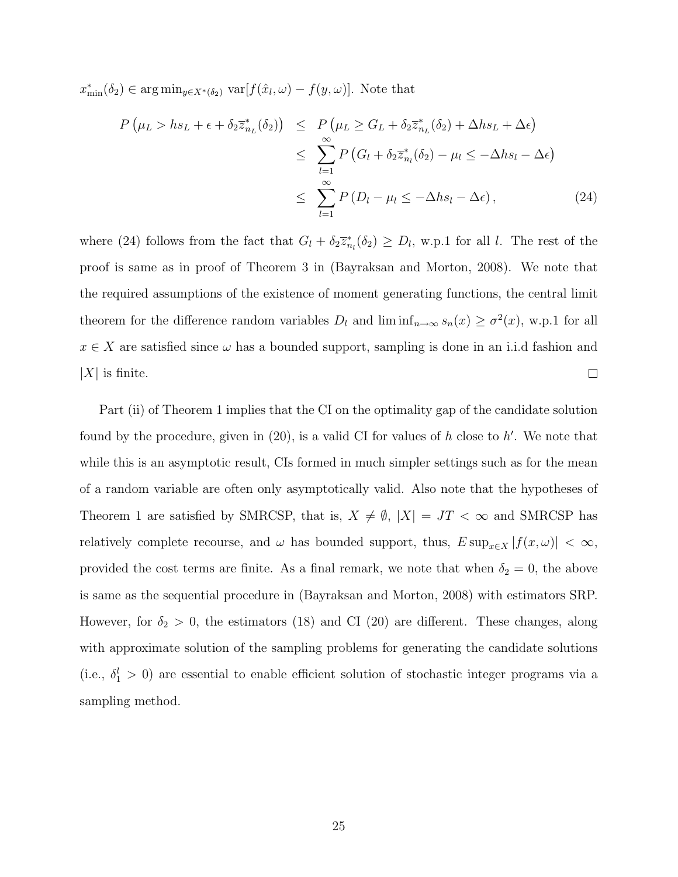$x^*_{\min}(\delta_2) \in \arg\min_{y \in X^*(\delta_2)} \text{var}[f(\hat{x}_l, \omega) - f(y, \omega)]$. Note that

$$
\begin{aligned}
P\left(\mu_L > hs_L + \epsilon + \delta_2 \overline{z}^*_{n_L}(\delta_2)\right) &\leq P\left(\mu_L \geq G_L + \delta_2 \overline{z}^*_{n_L}(\delta_2) + \Delta h s_L + \Delta \epsilon\right) \\
&\leq \sum_{l=1}^{\infty} P\left(G_l + \delta_2 \overline{z}^*_{n_l}(\delta_2) - \mu_l \leq -\Delta h s_l - \Delta \epsilon\right) \\
&\leq \sum_{l=1}^{\infty} P\left(D_l - \mu_l \leq -\Delta h s_l - \Delta \epsilon\right), \qquad (24)
\end{aligned}
$$

where (24) follows from the fact that $G_l + \delta_2 \overline{z}^*_{n_l}(\delta_2) \geq D_l$, w.p.1 for all $l$. The rest of the proof is same as in proof of Theorem 3 in (Bayraksan and Morton, 2008). We note that the required assumptions of the existence of moment generating functions, the central limit theorem for the difference random variables $D_l$ and $\liminf_{n \to \infty} s_n(x) \geq \sigma^2(x)$, w.p.1 for all $x \in X$ are satisfied since $\omega$ has a bounded support, sampling is done in an i.i.d fashion and $|X|$ is finite. □

Part (ii) of Theorem 1 implies that the CI on the optimality gap of the candidate solution found by the procedure, given in (20), is a valid CI for values of $h$ close to $h'$. We note that while this is an asymptotic result, CIs formed in much simpler settings such as for the mean of a random variable are often only asymptotically valid. Also note that the hypotheses of Theorem 1 are satisfied by SMRCSP, that is, $X \neq \emptyset$, $|X| = JT < \infty$ and SMRCSP has relatively complete recourse, and $\omega$ has bounded support, thus, $E \sup_{x \in X} |f(x, \omega)| < \infty$, provided the cost terms are finite. As a final remark, we note that when $\delta_2 = 0$, the above is same as the sequential procedure in (Bayraksan and Morton, 2008) with estimators SRP. However, for $\delta_2 > 0$, the estimators (18) and CI (20) are different. These changes, along with approximate solution of the sampling problems for generating the candidate solutions (i.e., $\delta_1^l > 0$) are essential to enable efficient solution of stochastic integer programs via a sampling method.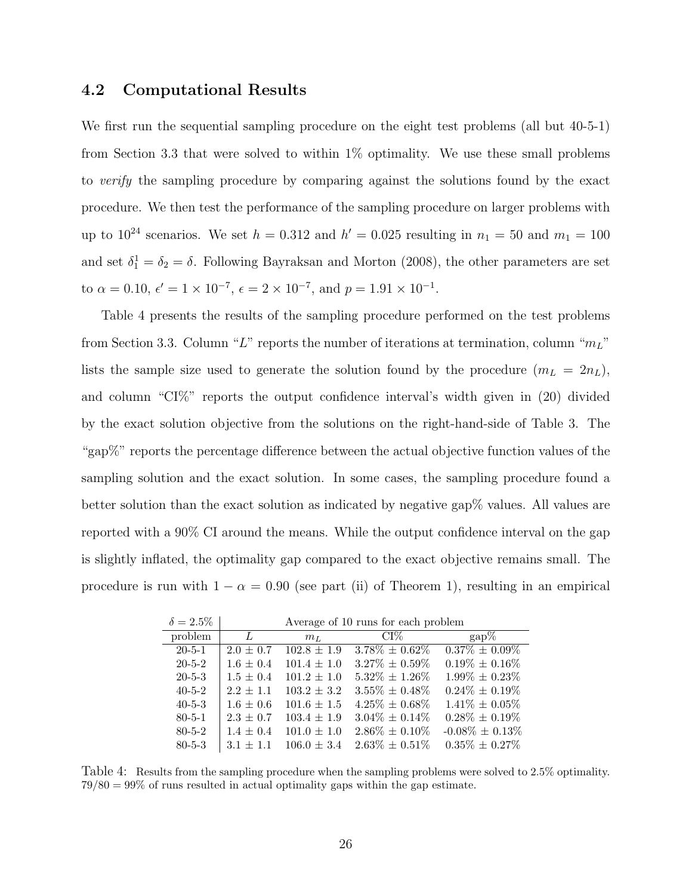## 4.2 Computational Results

We first run the sequential sampling procedure on the eight test problems (all but 40-5-1) from Section 3.3 that were solved to within 1% optimality. We use these small problems to *verify* the sampling procedure by comparing against the solutions found by the exact procedure. We then test the performance of the sampling procedure on larger problems with up to $10^{24}$ scenarios. We set $h = 0.312$ and $h' = 0.025$ resulting in $n_1 = 50$ and $m_1 = 100$ and set $\delta_1^1 = \delta_2 = \delta$. Following Bayraksan and Morton (2008), the other parameters are set to $\alpha = 0.10$, $\epsilon' = 1 \times 10^{-7}$, $\epsilon = 2 \times 10^{-7}$, and $p = 1.91 \times 10^{-1}$.

Table 4 presents the results of the sampling procedure performed on the test problems from Section 3.3. Column "$L$" reports the number of iterations at termination, column "$m_L$" lists the sample size used to generate the solution found by the procedure ($m_L = 2n_L$), and column "CI%" reports the output confidence interval's width given in (20) divided by the exact solution objective from the solutions on the right-hand-side of Table 3. The "gap%" reports the percentage difference between the actual objective function values of the sampling solution and the exact solution. In some cases, the sampling procedure found a better solution than the exact solution as indicated by negative gap% values. All values are reported with a 90% CI around the means. While the output confidence interval on the gap is slightly inflated, the optimality gap compared to the exact objective remains small. The procedure is run with $1 - \alpha = 0.90$ (see part (ii) of Theorem 1), resulting in an empirical

| $\delta = 2.5\%$ | Average of 10 runs for each problem | | | |
|---|---|---|---|---|
| problem | $L$ | $m_L$ | CI% | gap% |
| 20-5-1 | $2.0 \pm 0.7$ | $102.8 \pm 1.9$ | $3.78\% \pm 0.62\%$ | $0.37\% \pm 0.09\%$ |
| 20-5-2 | $1.6 \pm 0.4$ | $101.4 \pm 1.0$ | $3.27\% \pm 0.59\%$ | $0.19\% \pm 0.16\%$ |
| 20-5-3 | $1.5 \pm 0.4$ | $101.2 \pm 1.0$ | $5.32\% \pm 1.26\%$ | $1.99\% \pm 0.23\%$ |
| 40-5-2 | $2.2 \pm 1.1$ | $103.2 \pm 3.2$ | $3.55\% \pm 0.48\%$ | $0.24\% \pm 0.19\%$ |
| 40-5-3 | $1.6 \pm 0.6$ | $101.6 \pm 1.5$ | $4.25\% \pm 0.68\%$ | $1.41\% \pm 0.05\%$ |
| 80-5-1 | $2.3 \pm 0.7$ | $103.4 \pm 1.9$ | $3.04\% \pm 0.14\%$ | $0.28\% \pm 0.19\%$ |
| 80-5-2 | $1.4 \pm 0.4$ | $101.0 \pm 1.0$ | $2.86\% \pm 0.10\%$ | $-0.08\% \pm 0.13\%$ |
| 80-5-3 | $3.1 \pm 1.1$ | $106.0 \pm 3.4$ | $2.63\% \pm 0.51\%$ | $0.35\% \pm 0.27\%$ |

Table 4: Results from the sampling procedure when the sampling problems were solved to 2.5% optimality. $79/80 = 99\%$ of runs resulted in actual optimality gaps within the gap estimate.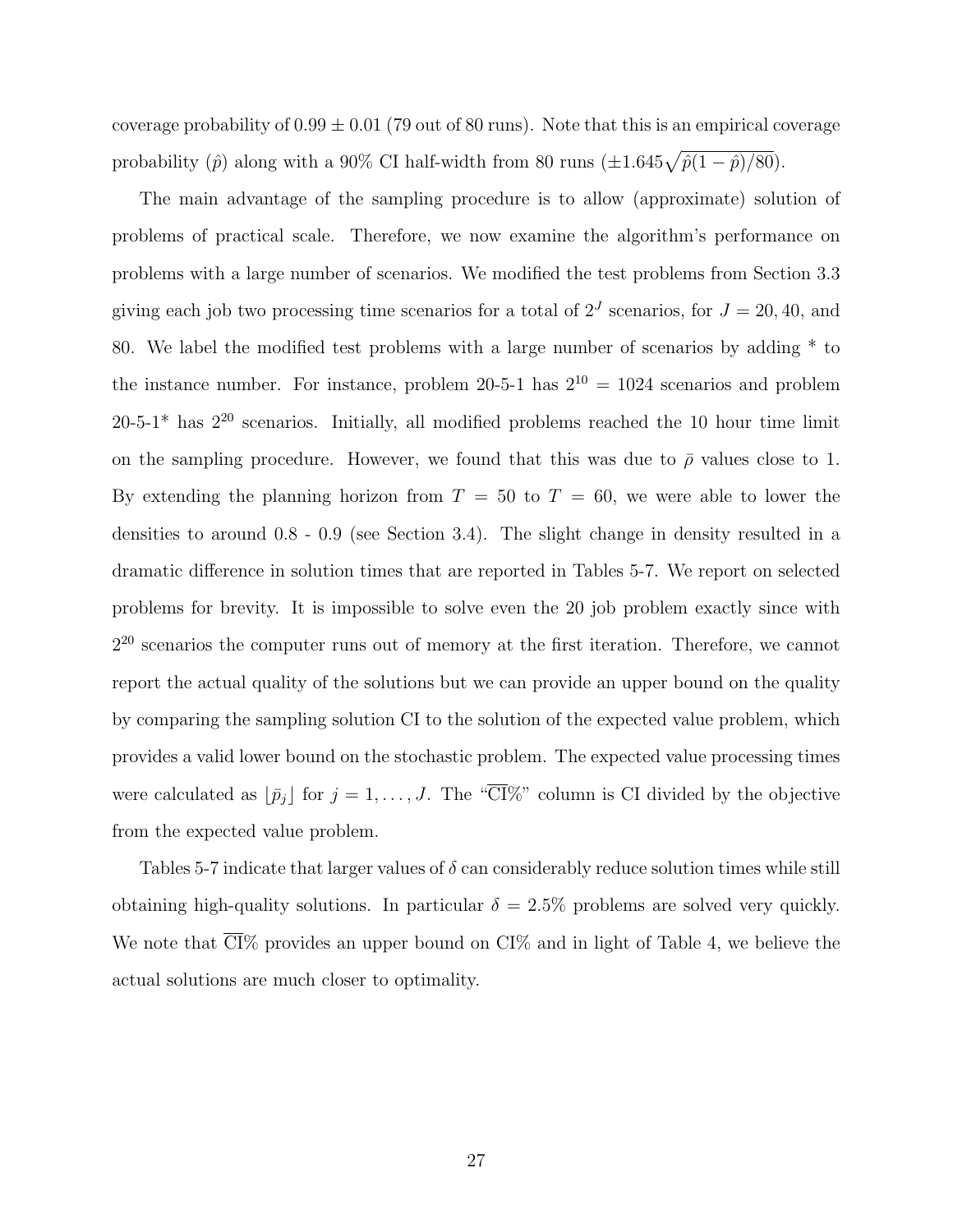coverage probability of $0.99 \pm 0.01$ (79 out of 80 runs). Note that this is an empirical coverage probability ($\hat{p}$) along with a 90% CI half-width from 80 runs ($\pm 1.645\sqrt{\hat{p}(1-\hat{p})/80}$).

The main advantage of the sampling procedure is to allow (approximate) solution of problems of practical scale. Therefore, we now examine the algorithm's performance on problems with a large number of scenarios. We modified the test problems from Section 3.3 giving each job two processing time scenarios for a total of $2^J$ scenarios, for $J = 20, 40$, and 80. We label the modified test problems with a large number of scenarios by adding * to the instance number. For instance, problem 20-5-1 has $2^{10} = 1024$ scenarios and problem 20-5-1* has $2^{20}$ scenarios. Initially, all modified problems reached the 10 hour time limit on the sampling procedure. However, we found that this was due to $\bar{\rho}$ values close to 1. By extending the planning horizon from $T = 50$ to $T = 60$, we were able to lower the densities to around 0.8 - 0.9 (see Section 3.4). The slight change in density resulted in a dramatic difference in solution times that are reported in Tables 5-7. We report on selected problems for brevity. It is impossible to solve even the 20 job problem exactly since with $2^{20}$ scenarios the computer runs out of memory at the first iteration. Therefore, we cannot report the actual quality of the solutions but we can provide an upper bound on the quality by comparing the sampling solution CI to the solution of the expected value problem, which provides a valid lower bound on the stochastic problem. The expected value processing times were calculated as $\lfloor \bar{p}_j \rfloor$ for $j = 1, \ldots, J$. The "$\overline{\text{CI}}$%" column is CI divided by the objective from the expected value problem.

Tables 5-7 indicate that larger values of $\delta$ can considerably reduce solution times while still obtaining high-quality solutions. In particular $\delta = 2.5\%$ problems are solved very quickly. We note that $\overline{\text{CI}}$% provides an upper bound on CI% and in light of Table 4, we believe the actual solutions are much closer to optimality.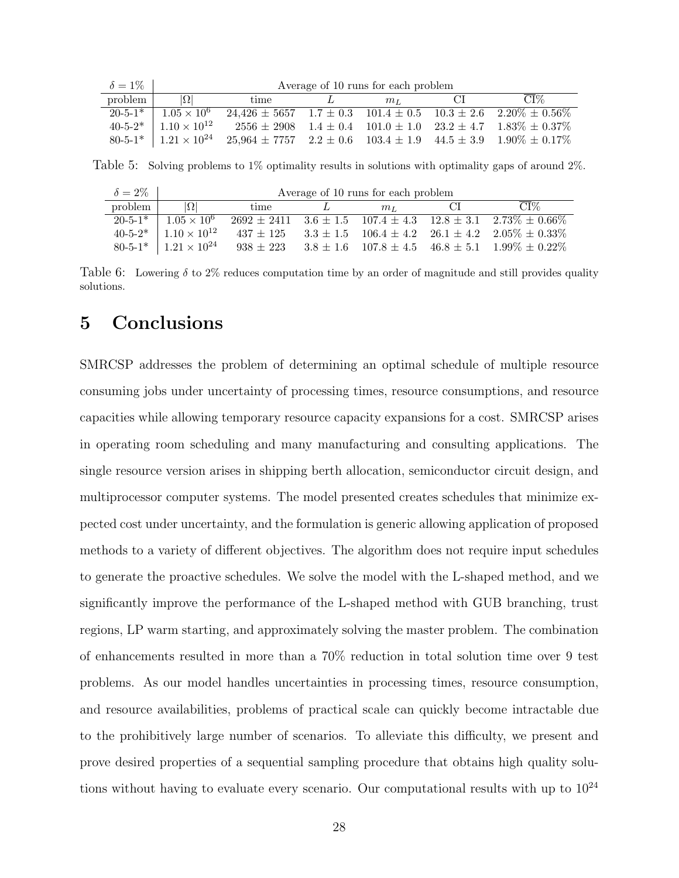| $\delta = 1\%$ | Average of 10 runs for each problem | | | | | |
|---|---|---|---|---|---|---|
| problem | $\|\Omega\|$ | time | $L$ | $m_L$ | CI | $\overline{\text{CI}}\%$ |
| 20-5-1* | $1.05 \times 10^6$ | 24,426 ± 5657 | 1.7 ± 0.3 | 101.4 ± 0.5 | 10.3 ± 2.6 | 2.20% ± 0.56% |
| 40-5-2* | $1.10 \times 10^{12}$ | 2556 ± 2908 | 1.4 ± 0.4 | 101.0 ± 1.0 | 23.2 ± 4.7 | 1.83% ± 0.37% |
| 80-5-1* | $1.21 \times 10^{24}$ | 25,964 ± 7757 | 2.2 ± 0.6 | 103.4 ± 1.9 | 44.5 ± 3.9 | 1.90% ± 0.17% |

Table 5: Solving problems to 1% optimality results in solutions with optimality gaps of around 2%.

| $\delta = 2\%$ | Average of 10 runs for each problem | | | | | |
|---|---|---|---|---|---|---|
| problem | $\|\Omega\|$ | time | $L$ | $m_L$ | CI | $\overline{\text{CI}}\%$ |
| 20-5-1* | $1.05 \times 10^6$ | 2692 ± 2411 | 3.6 ± 1.5 | 107.4 ± 4.3 | 12.8 ± 3.1 | 2.73% ± 0.66% |
| 40-5-2* | $1.10 \times 10^{12}$ | 437 ± 125 | 3.3 ± 1.5 | 106.4 ± 4.2 | 26.1 ± 4.2 | 2.05% ± 0.33% |
| 80-5-1* | $1.21 \times 10^{24}$ | 938 ± 223 | 3.8 ± 1.6 | 107.8 ± 4.5 | 46.8 ± 5.1 | 1.99% ± 0.22% |

Table 6: Lowering $\delta$ to 2% reduces computation time by an order of magnitude and still provides quality solutions.

# 5 Conclusions

SMRCSP addresses the problem of determining an optimal schedule of multiple resource consuming jobs under uncertainty of processing times, resource consumptions, and resource capacities while allowing temporary resource capacity expansions for a cost. SMRCSP arises in operating room scheduling and many manufacturing and consulting applications. The single resource version arises in shipping berth allocation, semiconductor circuit design, and multiprocessor computer systems. The model presented creates schedules that minimize expected cost under uncertainty, and the formulation is generic allowing application of proposed methods to a variety of different objectives. The algorithm does not require input schedules to generate the proactive schedules. We solve the model with the L-shaped method, and we significantly improve the performance of the L-shaped method with GUB branching, trust regions, LP warm starting, and approximately solving the master problem. The combination of enhancements resulted in more than a 70% reduction in total solution time over 9 test problems. As our model handles uncertainties in processing times, resource consumption, and resource availabilities, problems of practical scale can quickly become intractable due to the prohibitively large number of scenarios. To alleviate this difficulty, we present and prove desired properties of a sequential sampling procedure that obtains high quality solutions without having to evaluate every scenario. Our computational results with up to $10^{24}$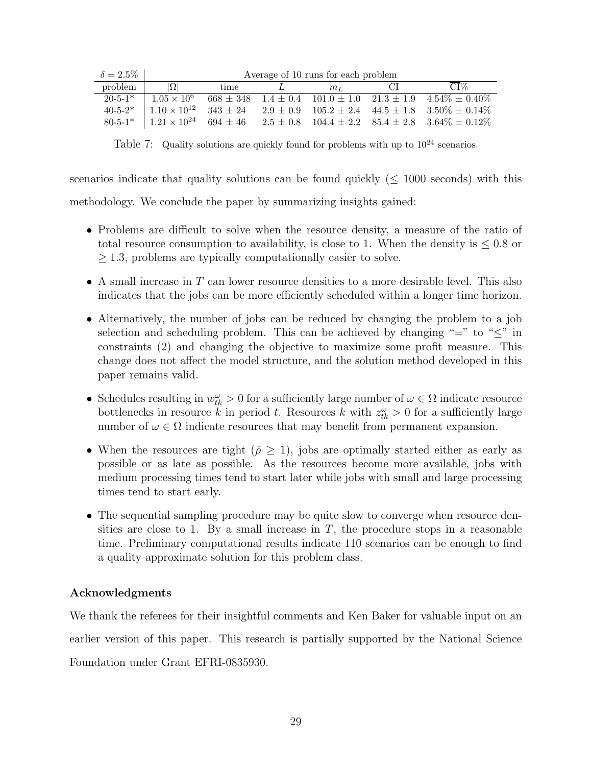| $\delta = 2.5\%$ | Average of 10 runs for each problem | | | | | |
|---|---|---|---|---|---|---|
| problem | $\|\Omega\|$ | time | $L$ | $m_L$ | CI | $\overline{\text{CI}}\%$ |
| 20-5-1* | $1.05 \times 10^6$ | $668 \pm 348$ | $1.4 \pm 0.4$ | $101.0 \pm 1.0$ | $21.3 \pm 1.9$ | $4.54\% \pm 0.40\%$ |
| 40-5-2* | $1.10 \times 10^{12}$ | $343 \pm 24$ | $2.9 \pm 0.9$ | $105.2 \pm 2.4$ | $44.5 \pm 1.8$ | $3.50\% \pm 0.14\%$ |
| 80-5-1* | $1.21 \times 10^{24}$ | $694 \pm 46$ | $2.5 \pm 0.8$ | $104.4 \pm 2.2$ | $85.4 \pm 2.8$ | $3.64\% \pm 0.12\%$ |

Table 7: Quality solutions are quickly found for problems with up to $10^{24}$ scenarios.

scenarios indicate that quality solutions can be found quickly ($\leq$ 1000 seconds) with this methodology. We conclude the paper by summarizing insights gained:

- Problems are difficult to solve when the resource density, a measure of the ratio of total resource consumption to availability, is close to 1. When the density is $\leq 0.8$ or $\geq 1.3$, problems are typically computationally easier to solve.
- A small increase in $T$ can lower resource densities to a more desirable level. This also indicates that the jobs can be more efficiently scheduled within a longer time horizon.
- Alternatively, the number of jobs can be reduced by changing the problem to a job selection and scheduling problem. This can be achieved by changing "=" to "$\leq$" in constraints (2) and changing the objective to maximize some profit measure. This change does not affect the model structure, and the solution method developed in this paper remains valid.
- Schedules resulting in $w_{tk}^{\omega} > 0$ for a sufficiently large number of $\omega \in \Omega$ indicate resource bottlenecks in resource $k$ in period $t$. Resources $k$ with $z_{tk}^{\omega} > 0$ for a sufficiently large number of $\omega \in \Omega$ indicate resources that may benefit from permanent expansion.
- When the resources are tight ($\bar{\rho} \geq 1$), jobs are optimally started either as early as possible or as late as possible. As the resources become more available, jobs with medium processing times tend to start later while jobs with small and large processing times tend to start early.
- The sequential sampling procedure may be quite slow to converge when resource densities are close to 1. By a small increase in $T$, the procedure stops in a reasonable time. Preliminary computational results indicate 110 scenarios can be enough to find a quality approximate solution for this problem class.

**Acknowledgments**

We thank the referees for their insightful comments and Ken Baker for valuable input on an earlier version of this paper. This research is partially supported by the National Science Foundation under Grant EFRI-0835930.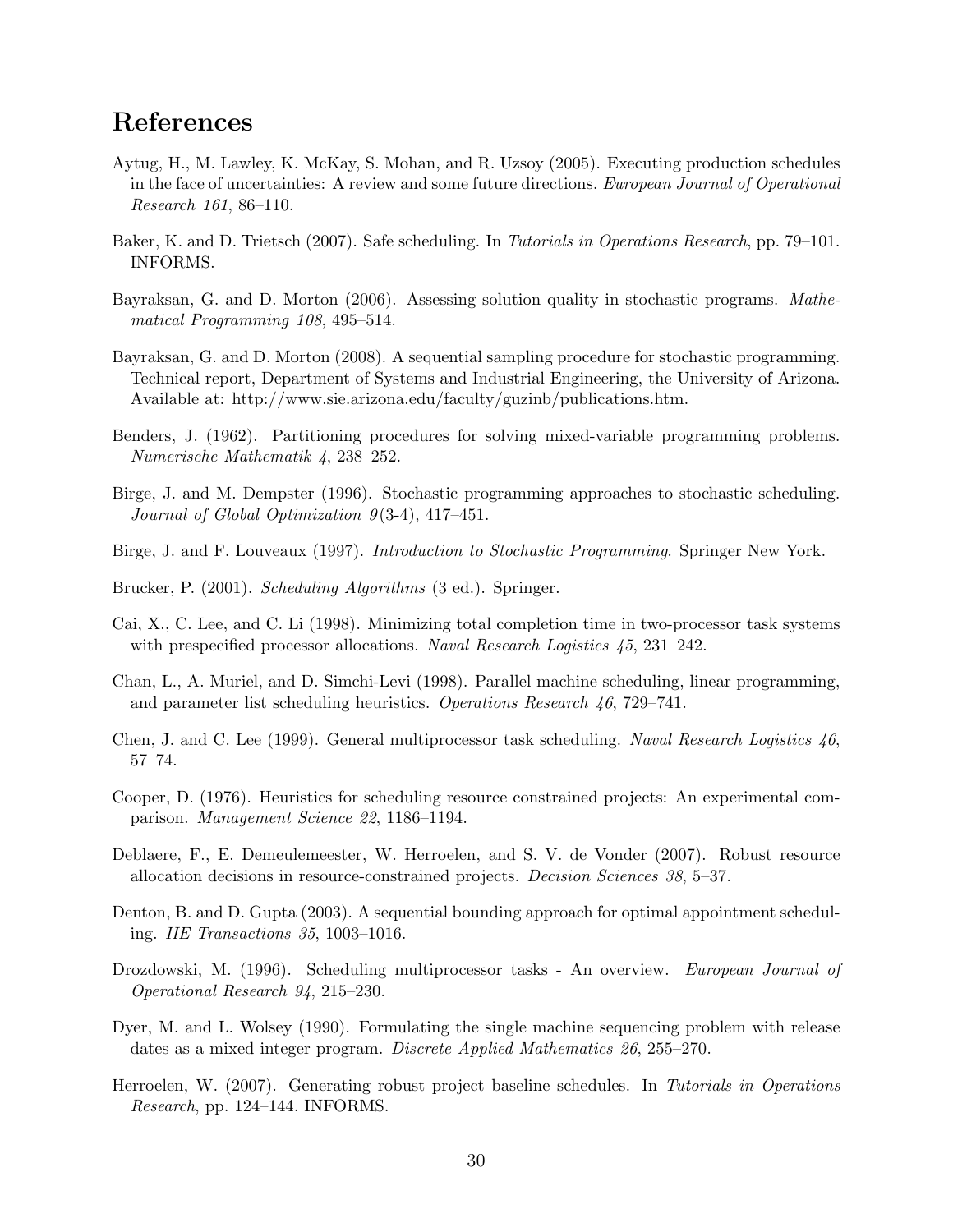# References

Aytug, H., M. Lawley, K. McKay, S. Mohan, and R. Uzsoy (2005). Executing production schedules in the face of uncertainties: A review and some future directions. *European Journal of Operational Research 161*, 86–110.

Baker, K. and D. Trietsch (2007). Safe scheduling. In *Tutorials in Operations Research*, pp. 79–101. INFORMS.

Bayraksan, G. and D. Morton (2006). Assessing solution quality in stochastic programs. *Mathematical Programming 108*, 495–514.

Bayraksan, G. and D. Morton (2008). A sequential sampling procedure for stochastic programming. Technical report, Department of Systems and Industrial Engineering, the University of Arizona. Available at: http://www.sie.arizona.edu/faculty/guzinb/publications.htm.

Benders, J. (1962). Partitioning procedures for solving mixed-variable programming problems. *Numerische Mathematik 4*, 238–252.

Birge, J. and M. Dempster (1996). Stochastic programming approaches to stochastic scheduling. *Journal of Global Optimization 9*(3-4), 417–451.

Birge, J. and F. Louveaux (1997). *Introduction to Stochastic Programming*. Springer New York.

Brucker, P. (2001). *Scheduling Algorithms* (3 ed.). Springer.

Cai, X., C. Lee, and C. Li (1998). Minimizing total completion time in two-processor task systems with prespecified processor allocations. *Naval Research Logistics 45*, 231–242.

Chan, L., A. Muriel, and D. Simchi-Levi (1998). Parallel machine scheduling, linear programming, and parameter list scheduling heuristics. *Operations Research 46*, 729–741.

Chen, J. and C. Lee (1999). General multiprocessor task scheduling. *Naval Research Logistics 46*, 57–74.

Cooper, D. (1976). Heuristics for scheduling resource constrained projects: An experimental comparison. *Management Science 22*, 1186–1194.

Deblaere, F., E. Demeulemeester, W. Herroelen, and S. V. de Vonder (2007). Robust resource allocation decisions in resource-constrained projects. *Decision Sciences 38*, 5–37.

Denton, B. and D. Gupta (2003). A sequential bounding approach for optimal appointment scheduling. *IIE Transactions 35*, 1003–1016.

Drozdowski, M. (1996). Scheduling multiprocessor tasks - An overview. *European Journal of Operational Research 94*, 215–230.

Dyer, M. and L. Wolsey (1990). Formulating the single machine sequencing problem with release dates as a mixed integer program. *Discrete Applied Mathematics 26*, 255–270.

Herroelen, W. (2007). Generating robust project baseline schedules. In *Tutorials in Operations Research*, pp. 124–144. INFORMS.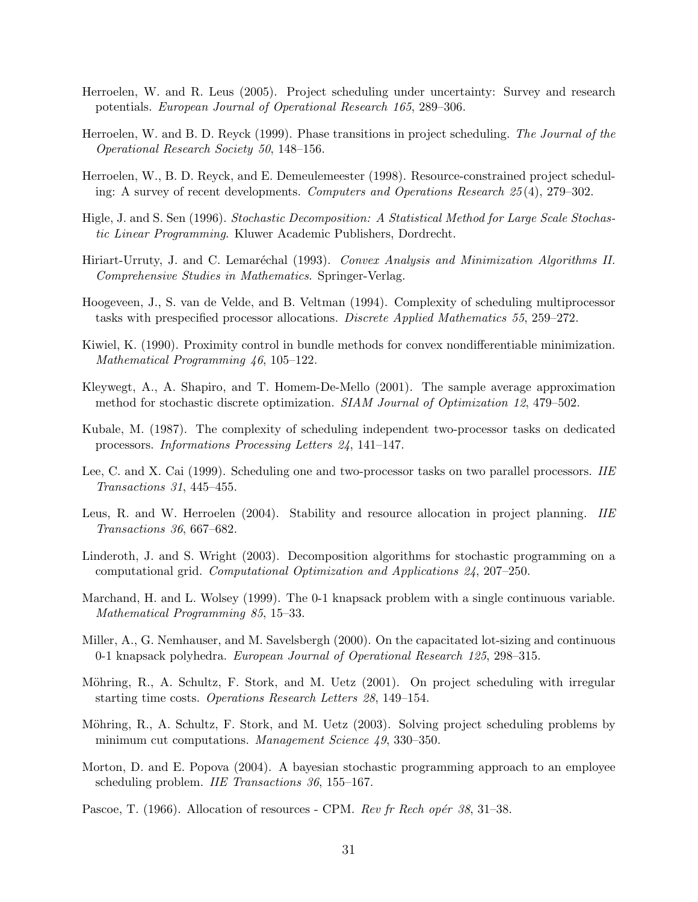Herroelen, W. and R. Leus (2005). Project scheduling under uncertainty: Survey and research potentials. *European Journal of Operational Research 165*, 289–306.

Herroelen, W. and B. D. Reyck (1999). Phase transitions in project scheduling. *The Journal of the Operational Research Society 50*, 148–156.

Herroelen, W., B. D. Reyck, and E. Demeulemeester (1998). Resource-constrained project scheduling: A survey of recent developments. *Computers and Operations Research 25*(4), 279–302.

Higle, J. and S. Sen (1996). *Stochastic Decomposition: A Statistical Method for Large Scale Stochastic Linear Programming*. Kluwer Academic Publishers, Dordrecht.

Hiriart-Urruty, J. and C. Lemaréchal (1993). *Convex Analysis and Minimization Algorithms II. Comprehensive Studies in Mathematics*. Springer-Verlag.

Hoogeveen, J., S. van de Velde, and B. Veltman (1994). Complexity of scheduling multiprocessor tasks with prespecified processor allocations. *Discrete Applied Mathematics 55*, 259–272.

Kiwiel, K. (1990). Proximity control in bundle methods for convex nondifferentiable minimization. *Mathematical Programming 46*, 105–122.

Kleywegt, A., A. Shapiro, and T. Homem-De-Mello (2001). The sample average approximation method for stochastic discrete optimization. *SIAM Journal of Optimization 12*, 479–502.

Kubale, M. (1987). The complexity of scheduling independent two-processor tasks on dedicated processors. *Informations Processing Letters 24*, 141–147.

Lee, C. and X. Cai (1999). Scheduling one and two-processor tasks on two parallel processors. *IIE Transactions 31*, 445–455.

Leus, R. and W. Herroelen (2004). Stability and resource allocation in project planning. *IIE Transactions 36*, 667–682.

Linderoth, J. and S. Wright (2003). Decomposition algorithms for stochastic programming on a computational grid. *Computational Optimization and Applications 24*, 207–250.

Marchand, H. and L. Wolsey (1999). The 0-1 knapsack problem with a single continuous variable. *Mathematical Programming 85*, 15–33.

Miller, A., G. Nemhauser, and M. Savelsbergh (2000). On the capacitated lot-sizing and continuous 0-1 knapsack polyhedra. *European Journal of Operational Research 125*, 298–315.

Möhring, R., A. Schultz, F. Stork, and M. Uetz (2001). On project scheduling with irregular starting time costs. *Operations Research Letters 28*, 149–154.

Möhring, R., A. Schultz, F. Stork, and M. Uetz (2003). Solving project scheduling problems by minimum cut computations. *Management Science 49*, 330–350.

Morton, D. and E. Popova (2004). A bayesian stochastic programming approach to an employee scheduling problem. *IIE Transactions 36*, 155–167.

Pascoe, T. (1966). Allocation of resources - CPM. *Rev fr Rech opér 38*, 31–38.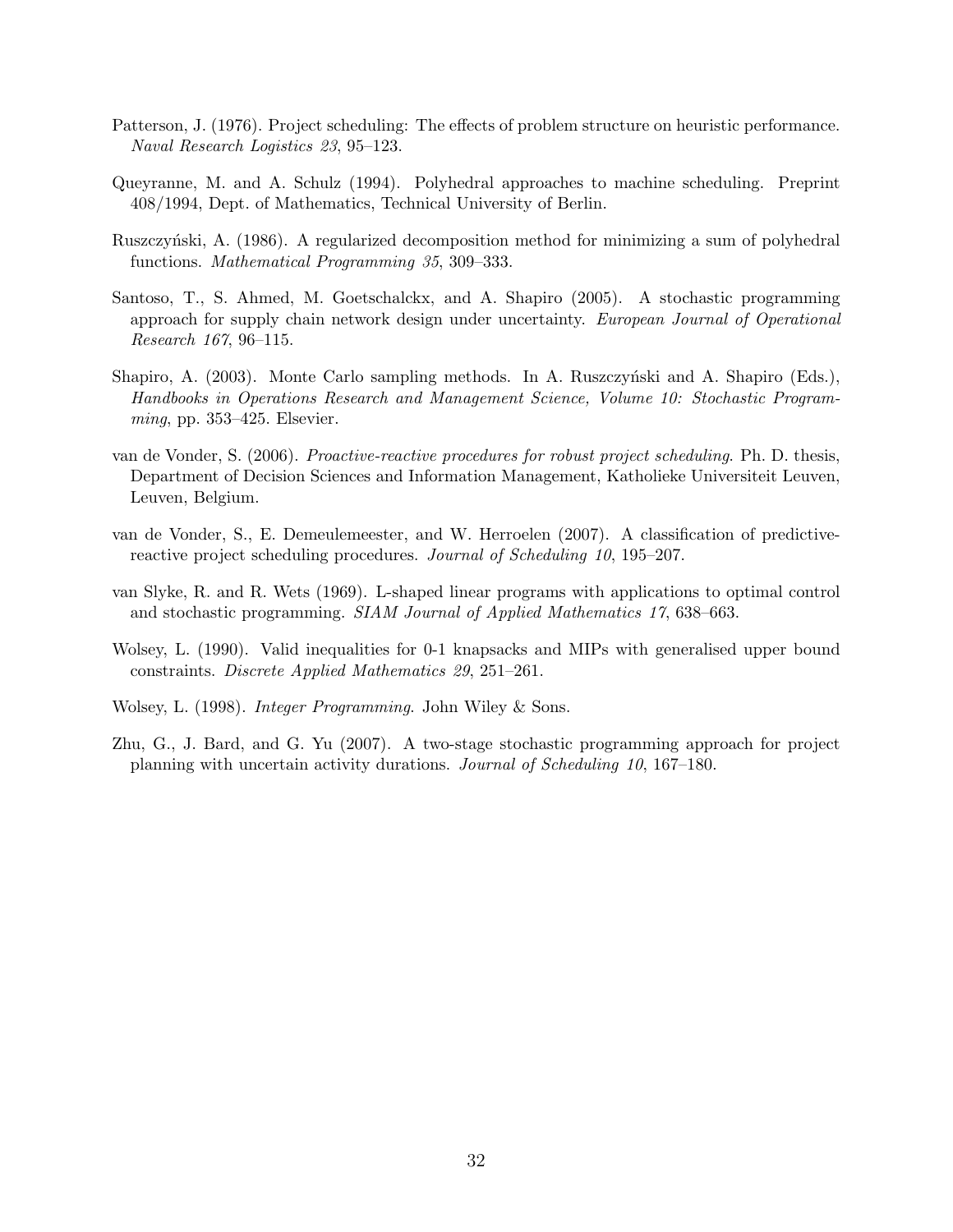Patterson, J. (1976). Project scheduling: The effects of problem structure on heuristic performance. *Naval Research Logistics 23*, 95–123.

Queyranne, M. and A. Schulz (1994). Polyhedral approaches to machine scheduling. Preprint 408/1994, Dept. of Mathematics, Technical University of Berlin.

Ruszczyński, A. (1986). A regularized decomposition method for minimizing a sum of polyhedral functions. *Mathematical Programming 35*, 309–333.

Santoso, T., S. Ahmed, M. Goetschalckx, and A. Shapiro (2005). A stochastic programming approach for supply chain network design under uncertainty. *European Journal of Operational Research 167*, 96–115.

Shapiro, A. (2003). Monte Carlo sampling methods. In A. Ruszczyński and A. Shapiro (Eds.), *Handbooks in Operations Research and Management Science, Volume 10: Stochastic Programming*, pp. 353–425. Elsevier.

van de Vonder, S. (2006). *Proactive-reactive procedures for robust project scheduling*. Ph. D. thesis, Department of Decision Sciences and Information Management, Katholieke Universiteit Leuven, Leuven, Belgium.

van de Vonder, S., E. Demeulemeester, and W. Herroelen (2007). A classification of predictive-reactive project scheduling procedures. *Journal of Scheduling 10*, 195–207.

van Slyke, R. and R. Wets (1969). L-shaped linear programs with applications to optimal control and stochastic programming. *SIAM Journal of Applied Mathematics 17*, 638–663.

Wolsey, L. (1990). Valid inequalities for 0-1 knapsacks and MIPs with generalised upper bound constraints. *Discrete Applied Mathematics 29*, 251–261.

Wolsey, L. (1998). *Integer Programming*. John Wiley & Sons.

Zhu, G., J. Bard, and G. Yu (2007). A two-stage stochastic programming approach for project planning with uncertain activity durations. *Journal of Scheduling 10*, 167–180.